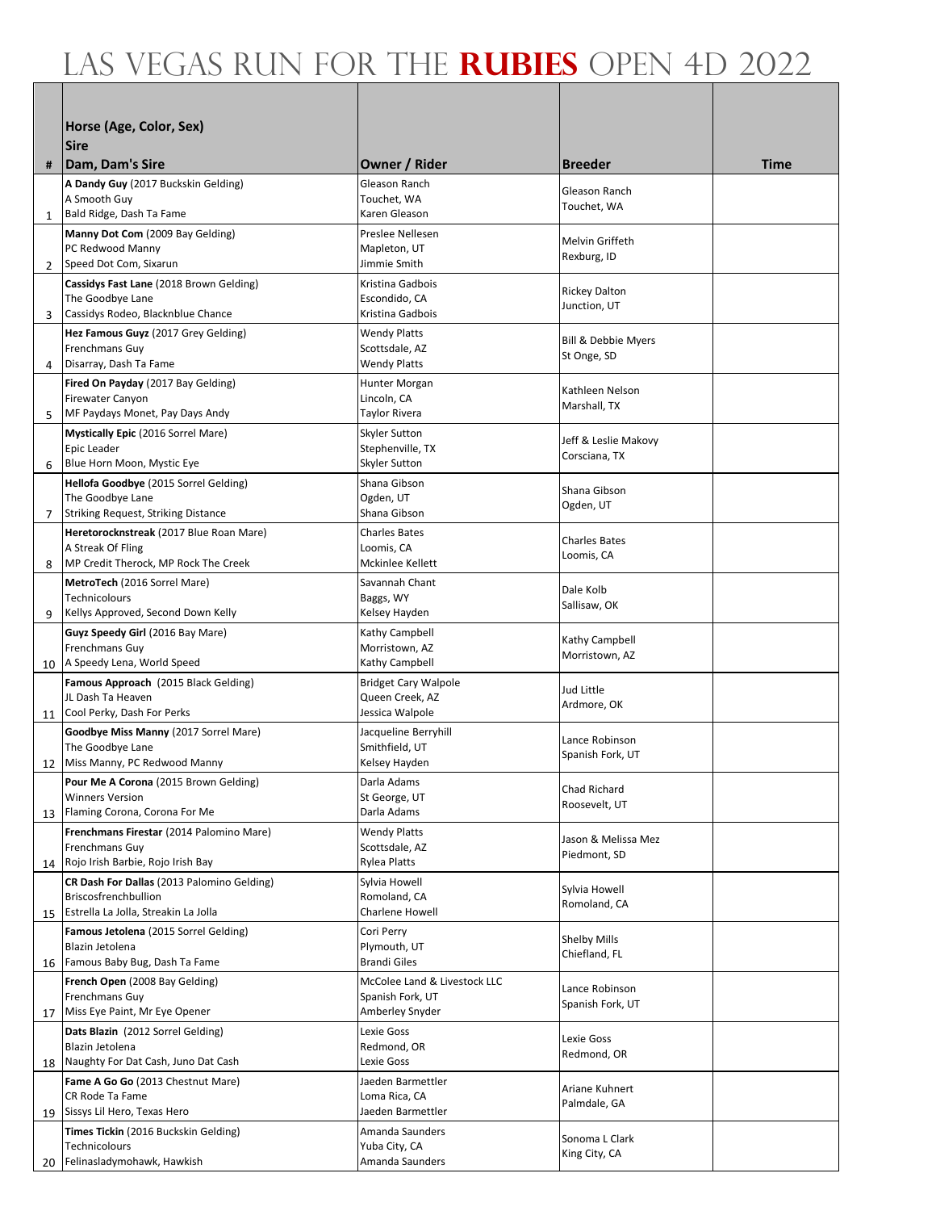# Las Vegas Run for the Rubies Open 4D 2022

| # | Horse (Age, Color, Sex)<br>Sire<br>Dam, Dam's Sire | Owner / Rider | Breeder | Time |
|---|---|---|---|---|
| 1 | **A Dandy Guy** (2017 Buckskin Gelding)<br>A Smooth Guy<br>Bald Ridge, Dash Ta Fame | Gleason Ranch<br>Touchet, WA<br>Karen Gleason | Gleason Ranch<br>Touchet, WA | |
| 2 | **Manny Dot Com** (2009 Bay Gelding)<br>PC Redwood Manny<br>Speed Dot Com, Sixarun | Preslee Nellesen<br>Mapleton, UT<br>Jimmie Smith | Melvin Griffeth<br>Rexburg, ID | |
| 3 | **Cassidys Fast Lane** (2018 Brown Gelding)<br>The Goodbye Lane<br>Cassidys Rodeo, Blacknblue Chance | Kristina Gadbois<br>Escondido, CA<br>Kristina Gadbois | Rickey Dalton<br>Junction, UT | |
| 4 | **Hez Famous Guyz** (2017 Grey Gelding)<br>Frenchmans Guy<br>Disarray, Dash Ta Fame | Wendy Platts<br>Scottsdale, AZ<br>Wendy Platts | Bill & Debbie Myers<br>St Onge, SD | |
| 5 | **Fired On Payday** (2017 Bay Gelding)<br>Firewater Canyon<br>MF Paydays Monet, Pay Days Andy | Hunter Morgan<br>Lincoln, CA<br>Taylor Rivera | Kathleen Nelson<br>Marshall, TX | |
| 6 | **Mystically Epic** (2016 Sorrel Mare)<br>Epic Leader<br>Blue Horn Moon, Mystic Eye | Skyler Sutton<br>Stephenville, TX<br>Skyler Sutton | Jeff & Leslie Makovy<br>Corsciana, TX | |
| 7 | **Hellofa Goodbye** (2015 Sorrel Gelding)<br>The Goodbye Lane<br>Striking Request, Striking Distance | Shana Gibson<br>Ogden, UT<br>Shana Gibson | Shana Gibson<br>Ogden, UT | |
| 8 | **Heretorocknstreak** (2017 Blue Roan Mare)<br>A Streak Of Fling<br>MP Credit Therock, MP Rock The Creek | Charles Bates<br>Loomis, CA<br>Mckinlee Kellett | Charles Bates<br>Loomis, CA | |
| 9 | **MetroTech** (2016 Sorrel Mare)<br>Technicolours<br>Kellys Approved, Second Down Kelly | Savannah Chant<br>Baggs, WY<br>Kelsey Hayden | Dale Kolb<br>Sallisaw, OK | |
| 10 | **Guyz Speedy Girl** (2016 Bay Mare)<br>Frenchmans Guy<br>A Speedy Lena, World Speed | Kathy Campbell<br>Morristown, AZ<br>Kathy Campbell | Kathy Campbell<br>Morristown, AZ | |
| 11 | **Famous Approach** (2015 Black Gelding)<br>JL Dash Ta Heaven<br>Cool Perky, Dash For Perks | Bridget Cary Walpole<br>Queen Creek, AZ<br>Jessica Walpole | Jud Little<br>Ardmore, OK | |
| 12 | **Goodbye Miss Manny** (2017 Sorrel Mare)<br>The Goodbye Lane<br>Miss Manny, PC Redwood Manny | Jacqueline Berryhill<br>Smithfield, UT<br>Kelsey Hayden | Lance Robinson<br>Spanish Fork, UT | |
| 13 | **Pour Me A Corona** (2015 Brown Gelding)<br>Winners Version<br>Flaming Corona, Corona For Me | Darla Adams<br>St George, UT<br>Darla Adams | Chad Richard<br>Roosevelt, UT | |
| 14 | **Frenchmans Firestar** (2014 Palomino Mare)<br>Frenchmans Guy<br>Rojo Irish Barbie, Rojo Irish Bay | Wendy Platts<br>Scottsdale, AZ<br>Rylea Platts | Jason & Melissa Mez<br>Piedmont, SD | |
| 15 | **CR Dash For Dallas** (2013 Palomino Gelding)<br>Briscosfrenchbullion<br>Estrella La Jolla, Streakin La Jolla | Sylvia Howell<br>Romoland, CA<br>Charlene Howell | Sylvia Howell<br>Romoland, CA | |
| 16 | **Famous Jetolena** (2015 Sorrel Gelding)<br>Blazin Jetolena<br>Famous Baby Bug, Dash Ta Fame | Cori Perry<br>Plymouth, UT<br>Brandi Giles | Shelby Mills<br>Chiefland, FL | |
| 17 | **French Open** (2008 Bay Gelding)<br>Frenchmans Guy<br>Miss Eye Paint, Mr Eye Opener | McColee Land & Livestock LLC<br>Spanish Fork, UT<br>Amberley Snyder | Lance Robinson<br>Spanish Fork, UT | |
| 18 | **Dats Blazin** (2012 Sorrel Gelding)<br>Blazin Jetolena<br>Naughty For Dat Cash, Juno Dat Cash | Lexie Goss<br>Redmond, OR<br>Lexie Goss | Lexie Goss<br>Redmond, OR | |
| 19 | **Fame A Go Go** (2013 Chestnut Mare)<br>CR Rode Ta Fame<br>Sissys Lil Hero, Texas Hero | Jaeden Barmettler<br>Loma Rica, CA<br>Jaeden Barmettler | Ariane Kuhnert<br>Palmdale, GA | |
| 20 | **Times Tickin** (2016 Buckskin Gelding)<br>Technicolours<br>Felinasladymohawk, Hawkish | Amanda Saunders<br>Yuba City, CA<br>Amanda Saunders | Sonoma L Clark<br>King City, CA | |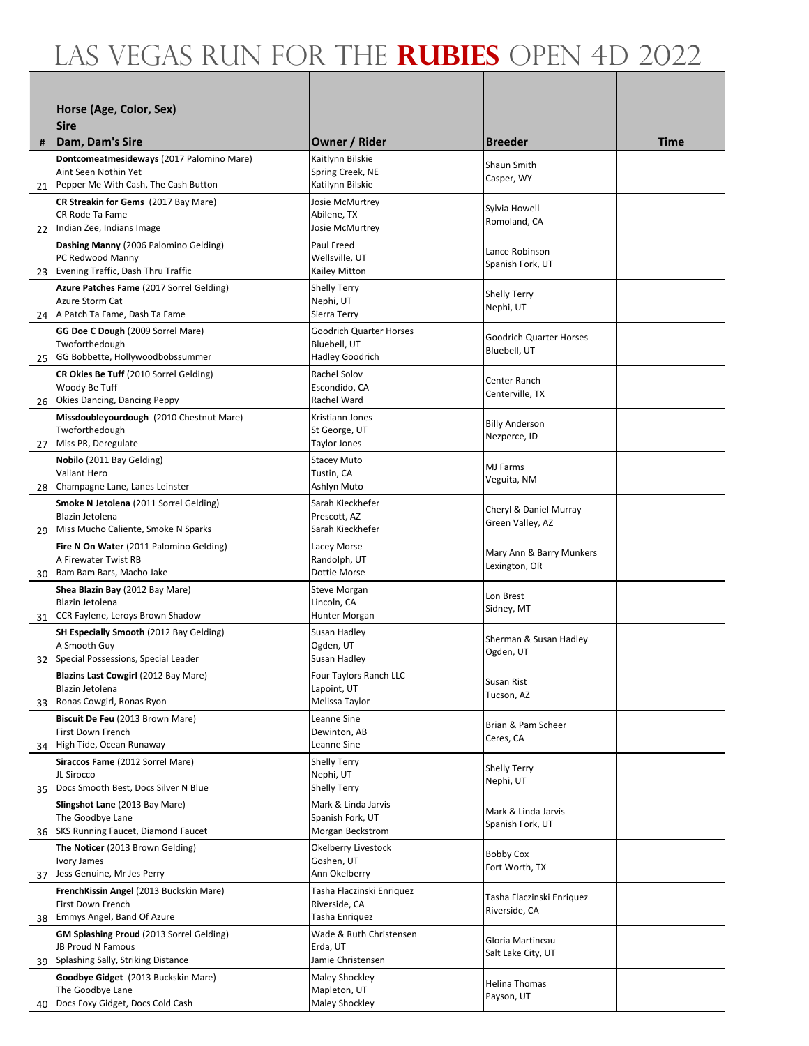# LAS VEGAS RUN FOR THE **RUBIES** OPEN 4D 2022

| # | Horse (Age, Color, Sex)<br>Sire<br>Dam, Dam's Sire | Owner / Rider | Breeder | Time |
|---|---|---|---|---|
| 21 | **Dontcomeatmesideways** (2017 Palomino Mare)<br>Aint Seen Nothin Yet<br>Pepper Me With Cash, The Cash Button | Kaitlynn Bilskie<br>Spring Creek, NE<br>Katilynn Bilskie | Shaun Smith<br>Casper, WY | |
| 22 | **CR Streakin for Gems** (2017 Bay Mare)<br>CR Rode Ta Fame<br>Indian Zee, Indians Image | Josie McMurtrey<br>Abilene, TX<br>Josie McMurtrey | Sylvia Howell<br>Romoland, CA | |
| 23 | **Dashing Manny** (2006 Palomino Gelding)<br>PC Redwood Manny<br>Evening Traffic, Dash Thru Traffic | Paul Freed<br>Wellsville, UT<br>Kailey Mitton | Lance Robinson<br>Spanish Fork, UT | |
| 24 | **Azure Patches Fame** (2017 Sorrel Gelding)<br>Azure Storm Cat<br>A Patch Ta Fame, Dash Ta Fame | Shelly Terry<br>Nephi, UT<br>Sierra Terry | Shelly Terry<br>Nephi, UT | |
| 25 | **GG Doe C Dough** (2009 Sorrel Mare)<br>Twoforthedough<br>GG Bobbette, Hollywoodbobssummer | Goodrich Quarter Horses<br>Bluebell, UT<br>Hadley Goodrich | Goodrich Quarter Horses<br>Bluebell, UT | |
| 26 | **CR Okies Be Tuff** (2010 Sorrel Gelding)<br>Woody Be Tuff<br>Okies Dancing, Dancing Peppy | Rachel Solov<br>Escondido, CA<br>Rachel Ward | Center Ranch<br>Centerville, TX | |
| 27 | **Missdoubleyourdough** (2010 Chestnut Mare)<br>Twoforthedough<br>Miss PR, Deregulate | Kristiann Jones<br>St George, UT<br>Taylor Jones | Billy Anderson<br>Nezperce, ID | |
| 28 | **Nobilo** (2011 Bay Gelding)<br>Valiant Hero<br>Champagne Lane, Lanes Leinster | Stacey Muto<br>Tustin, CA<br>Ashlyn Muto | MJ Farms<br>Veguita, NM | |
| 29 | **Smoke N Jetolena** (2011 Sorrel Gelding)<br>Blazin Jetolena<br>Miss Mucho Caliente, Smoke N Sparks | Sarah Kieckhefer<br>Prescott, AZ<br>Sarah Kieckhefer | Cheryl & Daniel Murray<br>Green Valley, AZ | |
| 30 | **Fire N On Water** (2011 Palomino Gelding)<br>A Firewater Twist RB<br>Bam Bam Bars, Macho Jake | Lacey Morse<br>Randolph, UT<br>Dottie Morse | Mary Ann & Barry Munkers<br>Lexington, OR | |
| 31 | **Shea Blazin Bay** (2012 Bay Mare)<br>Blazin Jetolena<br>CCR Faylene, Leroys Brown Shadow | Steve Morgan<br>Lincoln, CA<br>Hunter Morgan | Lon Brest<br>Sidney, MT | |
| 32 | **SH Especially Smooth** (2012 Bay Gelding)<br>A Smooth Guy<br>Special Possessions, Special Leader | Susan Hadley<br>Ogden, UT<br>Susan Hadley | Sherman & Susan Hadley<br>Ogden, UT | |
| 33 | **Blazins Last Cowgirl** (2012 Bay Mare)<br>Blazin Jetolena<br>Ronas Cowgirl, Ronas Ryon | Four Taylors Ranch LLC<br>Lapoint, UT<br>Melissa Taylor | Susan Rist<br>Tucson, AZ | |
| 34 | **Biscuit De Feu** (2013 Brown Mare)<br>First Down French<br>High Tide, Ocean Runaway | Leanne Sine<br>Dewinton, AB<br>Leanne Sine | Brian & Pam Scheer<br>Ceres, CA | |
| 35 | **Siraccos Fame** (2012 Sorrel Mare)<br>JL Sirocco<br>Docs Smooth Best, Docs Silver N Blue | Shelly Terry<br>Nephi, UT<br>Shelly Terry | Shelly Terry<br>Nephi, UT | |
| 36 | **Slingshot Lane** (2013 Bay Mare)<br>The Goodbye Lane<br>SKS Running Faucet, Diamond Faucet | Mark & Linda Jarvis<br>Spanish Fork, UT<br>Morgan Beckstrom | Mark & Linda Jarvis<br>Spanish Fork, UT | |
| 37 | **The Noticer** (2013 Brown Gelding)<br>Ivory James<br>Jess Genuine, Mr Jes Perry | Okelberry Livestock<br>Goshen, UT<br>Ann Okelberry | Bobby Cox<br>Fort Worth, TX | |
| 38 | **FrenchKissin Angel** (2013 Buckskin Mare)<br>First Down French<br>Emmys Angel, Band Of Azure | Tasha Flaczinski Enriquez<br>Riverside, CA<br>Tasha Enriquez | Tasha Flaczinski Enriquez<br>Riverside, CA | |
| 39 | **GM Splashing Proud** (2013 Sorrel Gelding)<br>JB Proud N Famous<br>Splashing Sally, Striking Distance | Wade & Ruth Christensen<br>Erda, UT<br>Jamie Christensen | Gloria Martineau<br>Salt Lake City, UT | |
| 40 | **Goodbye Gidget** (2013 Buckskin Mare)<br>The Goodbye Lane<br>Docs Foxy Gidget, Docs Cold Cash | Maley Shockley<br>Mapleton, UT<br>Maley Shockley | Helina Thomas<br>Payson, UT | |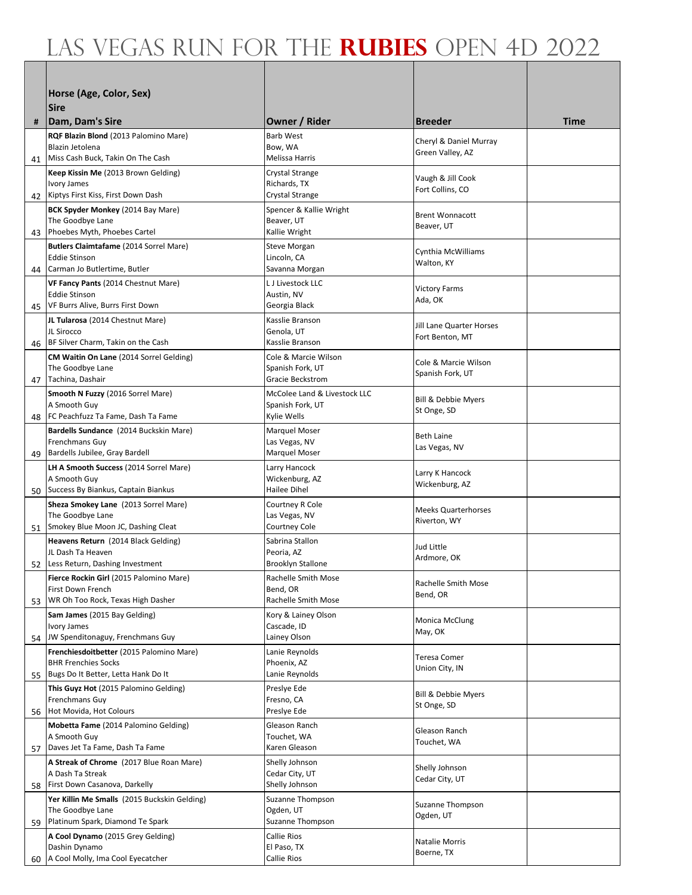# Las Vegas Run for the **Rubies** Open 4D 2022

| # | Horse (Age, Color, Sex)<br>Sire<br>Dam, Dam's Sire | Owner / Rider | Breeder | Time |
|---|---|---|---|---|
| 41 | **RQF Blazin Blond** (2013 Palomino Mare)<br>Blazin Jetolena<br>Miss Cash Buck, Takin On The Cash | Barb West<br>Bow, WA<br>Melissa Harris | Cheryl & Daniel Murray<br>Green Valley, AZ | |
| 42 | **Keep Kissin Me** (2013 Brown Gelding)<br>Ivory James<br>Kiptys First Kiss, First Down Dash | Crystal Strange<br>Richards, TX<br>Crystal Strange | Vaugh & Jill Cook<br>Fort Collins, CO | |
| 43 | **BCK Spyder Monkey** (2014 Bay Mare)<br>The Goodbye Lane<br>Phoebes Myth, Phoebes Cartel | Spencer & Kallie Wright<br>Beaver, UT<br>Kallie Wright | Brent Wonnacott<br>Beaver, UT | |
| 44 | **Butlers Claimtafame** (2014 Sorrel Mare)<br>Eddie Stinson<br>Carman Jo Butlertime, Butler | Steve Morgan<br>Lincoln, CA<br>Savanna Morgan | Cynthia McWilliams<br>Walton, KY | |
| 45 | **VF Fancy Pants** (2014 Chestnut Mare)<br>Eddie Stinson<br>VF Burrs Alive, Burrs First Down | L J Livestock LLC<br>Austin, NV<br>Georgia Black | Victory Farms<br>Ada, OK | |
| 46 | **JL Tularosa** (2014 Chestnut Mare)<br>JL Sirocco<br>BF Silver Charm, Takin on the Cash | Kasslie Branson<br>Genola, UT<br>Kasslie Branson | Jill Lane Quarter Horses<br>Fort Benton, MT | |
| 47 | **CM Waitin On Lane** (2014 Sorrel Gelding)<br>The Goodbye Lane<br>Tachina, Dashair | Cole & Marcie Wilson<br>Spanish Fork, UT<br>Gracie Beckstrom | Cole & Marcie Wilson<br>Spanish Fork, UT | |
| 48 | **Smooth N Fuzzy** (2016 Sorrel Mare)<br>A Smooth Guy<br>FC Peachfuzz Ta Fame, Dash Ta Fame | McColee Land & Livestock LLC<br>Spanish Fork, UT<br>Kylie Wells | Bill & Debbie Myers<br>St Onge, SD | |
| 49 | **Bardells Sundance** (2014 Buckskin Mare)<br>Frenchmans Guy<br>Bardells Jubilee, Gray Bardell | Marquel Moser<br>Las Vegas, NV<br>Marquel Moser | Beth Laine<br>Las Vegas, NV | |
| 50 | **LH A Smooth Success** (2014 Sorrel Mare)<br>A Smooth Guy<br>Success By Biankus, Captain Biankus | Larry Hancock<br>Wickenburg, AZ<br>Hailee Dihel | Larry K Hancock<br>Wickenburg, AZ | |
| 51 | **Sheza Smokey Lane** (2013 Sorrel Mare)<br>The Goodbye Lane<br>Smokey Blue Moon JC, Dashing Cleat | Courtney R Cole<br>Las Vegas, NV<br>Courtney Cole | Meeks Quarterhorses<br>Riverton, WY | |
| 52 | **Heavens Return** (2014 Black Gelding)<br>JL Dash Ta Heaven<br>Less Return, Dashing Investment | Sabrina Stallon<br>Peoria, AZ<br>Brooklyn Stallone | Jud Little<br>Ardmore, OK | |
| 53 | **Fierce Rockin Girl** (2015 Palomino Mare)<br>First Down French<br>WR Oh Too Rock, Texas High Dasher | Rachelle Smith Mose<br>Bend, OR<br>Rachelle Smith Mose | Rachelle Smith Mose<br>Bend, OR | |
| 54 | **Sam James** (2015 Bay Gelding)<br>Ivory James<br>JW Spenditonaguy, Frenchmans Guy | Kory & Lainey Olson<br>Cascade, ID<br>Lainey Olson | Monica McClung<br>May, OK | |
| 55 | **Frenchiesdoitbetter** (2015 Palomino Mare)<br>BHR Frenchies Socks<br>Bugs Do It Better, Letta Hank Do It | Lanie Reynolds<br>Phoenix, AZ<br>Lanie Reynolds | Teresa Comer<br>Union City, IN | |
| 56 | **This Guyz Hot** (2015 Palomino Gelding)<br>Frenchmans Guy<br>Hot Movida, Hot Colours | Preslye Ede<br>Fresno, CA<br>Preslye Ede | Bill & Debbie Myers<br>St Onge, SD | |
| 57 | **Mobetta Fame** (2014 Palomino Gelding)<br>A Smooth Guy<br>Daves Jet Ta Fame, Dash Ta Fame | Gleason Ranch<br>Touchet, WA<br>Karen Gleason | Gleason Ranch<br>Touchet, WA | |
| 58 | **A Streak of Chrome** (2017 Blue Roan Mare)<br>A Dash Ta Streak<br>First Down Casanova, Darkelly | Shelly Johnson<br>Cedar City, UT<br>Shelly Johnson | Shelly Johnson<br>Cedar City, UT | |
| 59 | **Yer Killin Me Smalls** (2015 Buckskin Gelding)<br>The Goodbye Lane<br>Platinum Spark, Diamond Te Spark | Suzanne Thompson<br>Ogden, UT<br>Suzanne Thompson | Suzanne Thompson<br>Ogden, UT | |
| 60 | **A Cool Dynamo** (2015 Grey Gelding)<br>Dashin Dynamo<br>A Cool Molly, Ima Cool Eyecatcher | Callie Rios<br>El Paso, TX<br>Callie Rios | Natalie Morris<br>Boerne, TX | |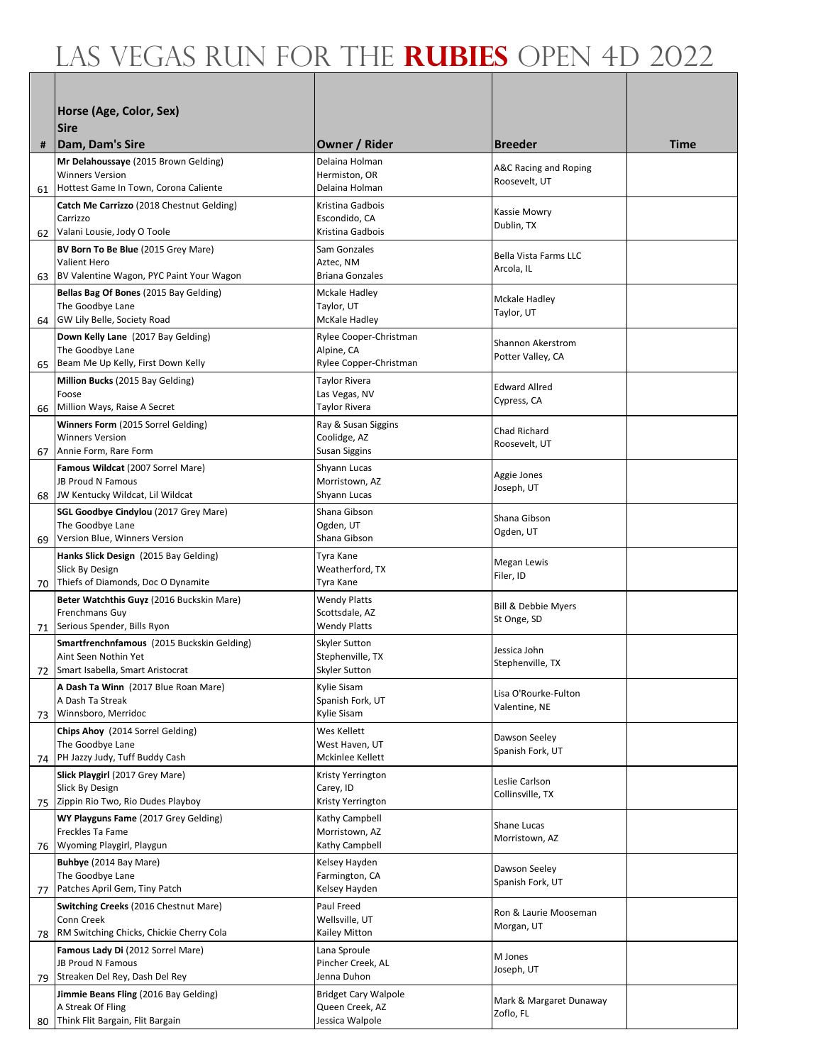# Las Vegas Run for the Rubies Open 4D 2022

| # | Horse (Age, Color, Sex)<br>Sire<br>Dam, Dam's Sire | Owner / Rider | Breeder | Time |
|---|---|---|---|---|
| 61 | **Mr Delahoussaye** (2015 Brown Gelding)<br>Winners Version<br>Hottest Game In Town, Corona Caliente | Delaina Holman<br>Hermiston, OR<br>Delaina Holman | A&C Racing and Roping<br>Roosevelt, UT | |
| 62 | **Catch Me Carrizzo** (2018 Chestnut Gelding)<br>Carrizzo<br>Valani Lousie, Jody O Toole | Kristina Gadbois<br>Escondido, CA<br>Kristina Gadbois | Kassie Mowry<br>Dublin, TX | |
| 63 | **BV Born To Be Blue** (2015 Grey Mare)<br>Valient Hero<br>BV Valentine Wagon, PYC Paint Your Wagon | Sam Gonzales<br>Aztec, NM<br>Briana Gonzales | Bella Vista Farms LLC<br>Arcola, IL | |
| 64 | **Bellas Bag Of Bones** (2015 Bay Gelding)<br>The Goodbye Lane<br>GW Lily Belle, Society Road | Mckale Hadley<br>Taylor, UT<br>McKale Hadley | Mckale Hadley<br>Taylor, UT | |
| 65 | **Down Kelly Lane** (2017 Bay Gelding)<br>The Goodbye Lane<br>Beam Me Up Kelly, First Down Kelly | Rylee Cooper-Christman<br>Alpine, CA<br>Rylee Copper-Christman | Shannon Akerstrom<br>Potter Valley, CA | |
| 66 | **Million Bucks** (2015 Bay Gelding)<br>Foose<br>Million Ways, Raise A Secret | Taylor Rivera<br>Las Vegas, NV<br>Taylor Rivera | Edward Allred<br>Cypress, CA | |
| 67 | **Winners Form** (2015 Sorrel Gelding)<br>Winners Version<br>Annie Form, Rare Form | Ray & Susan Siggins<br>Coolidge, AZ<br>Susan Siggins | Chad Richard<br>Roosevelt, UT | |
| 68 | **Famous Wildcat** (2007 Sorrel Mare)<br>JB Proud N Famous<br>JW Kentucky Wildcat, Lil Wildcat | Shyann Lucas<br>Morristown, AZ<br>Shyann Lucas | Aggie Jones<br>Joseph, UT | |
| 69 | **SGL Goodbye Cindylou** (2017 Grey Mare)<br>The Goodbye Lane<br>Version Blue, Winners Version | Shana Gibson<br>Ogden, UT<br>Shana Gibson | Shana Gibson<br>Ogden, UT | |
| 70 | **Hanks Slick Design** (2015 Bay Gelding)<br>Slick By Design<br>Thiefs of Diamonds, Doc O Dynamite | Tyra Kane<br>Weatherford, TX<br>Tyra Kane | Megan Lewis<br>Filer, ID | |
| 71 | **Beter Watchthis Guyz** (2016 Buckskin Mare)<br>Frenchmans Guy<br>Serious Spender, Bills Ryon | Wendy Platts<br>Scottsdale, AZ<br>Wendy Platts | Bill & Debbie Myers<br>St Onge, SD | |
| 72 | **Smartfrenchnfamous** (2015 Buckskin Gelding)<br>Aint Seen Nothin Yet<br>Smart Isabella, Smart Aristocrat | Skyler Sutton<br>Stephenville, TX<br>Skyler Sutton | Jessica John<br>Stephenville, TX | |
| 73 | **A Dash Ta Winn** (2017 Blue Roan Mare)<br>A Dash Ta Streak<br>Winnsboro, Merridoc | Kylie Sisam<br>Spanish Fork, UT<br>Kylie Sisam | Lisa O'Rourke-Fulton<br>Valentine, NE | |
| 74 | **Chips Ahoy** (2014 Sorrel Gelding)<br>The Goodbye Lane<br>PH Jazzy Judy, Tuff Buddy Cash | Wes Kellett<br>West Haven, UT<br>Mckinlee Kellett | Dawson Seeley<br>Spanish Fork, UT | |
| 75 | **Slick Playgirl** (2017 Grey Mare)<br>Slick By Design<br>Zippin Rio Two, Rio Dudes Playboy | Kristy Yerrington<br>Carey, ID<br>Kristy Yerrington | Leslie Carlson<br>Collinsville, TX | |
| 76 | **WY Playguns Fame** (2017 Grey Gelding)<br>Freckles Ta Fame<br>Wyoming Playgirl, Playgun | Kathy Campbell<br>Morristown, AZ<br>Kathy Campbell | Shane Lucas<br>Morristown, AZ | |
| 77 | **Buhbye** (2014 Bay Mare)<br>The Goodbye Lane<br>Patches April Gem, Tiny Patch | Kelsey Hayden<br>Farmington, CA<br>Kelsey Hayden | Dawson Seeley<br>Spanish Fork, UT | |
| 78 | **Switching Creeks** (2016 Chestnut Mare)<br>Conn Creek<br>RM Switching Chicks, Chickie Cherry Cola | Paul Freed<br>Wellsville, UT<br>Kailey Mitton | Ron & Laurie Mooseman<br>Morgan, UT | |
| 79 | **Famous Lady Di** (2012 Sorrel Mare)<br>JB Proud N Famous<br>Streaken Del Rey, Dash Del Rey | Lana Sproule<br>Pincher Creek, AL<br>Jenna Duhon | M Jones<br>Joseph, UT | |
| 80 | **Jimmie Beans Fling** (2016 Bay Gelding)<br>A Streak Of Fling<br>Think Flit Bargain, Flit Bargain | Bridget Cary Walpole<br>Queen Creek, AZ<br>Jessica Walpole | Mark & Margaret Dunaway<br>Zoflo, FL | |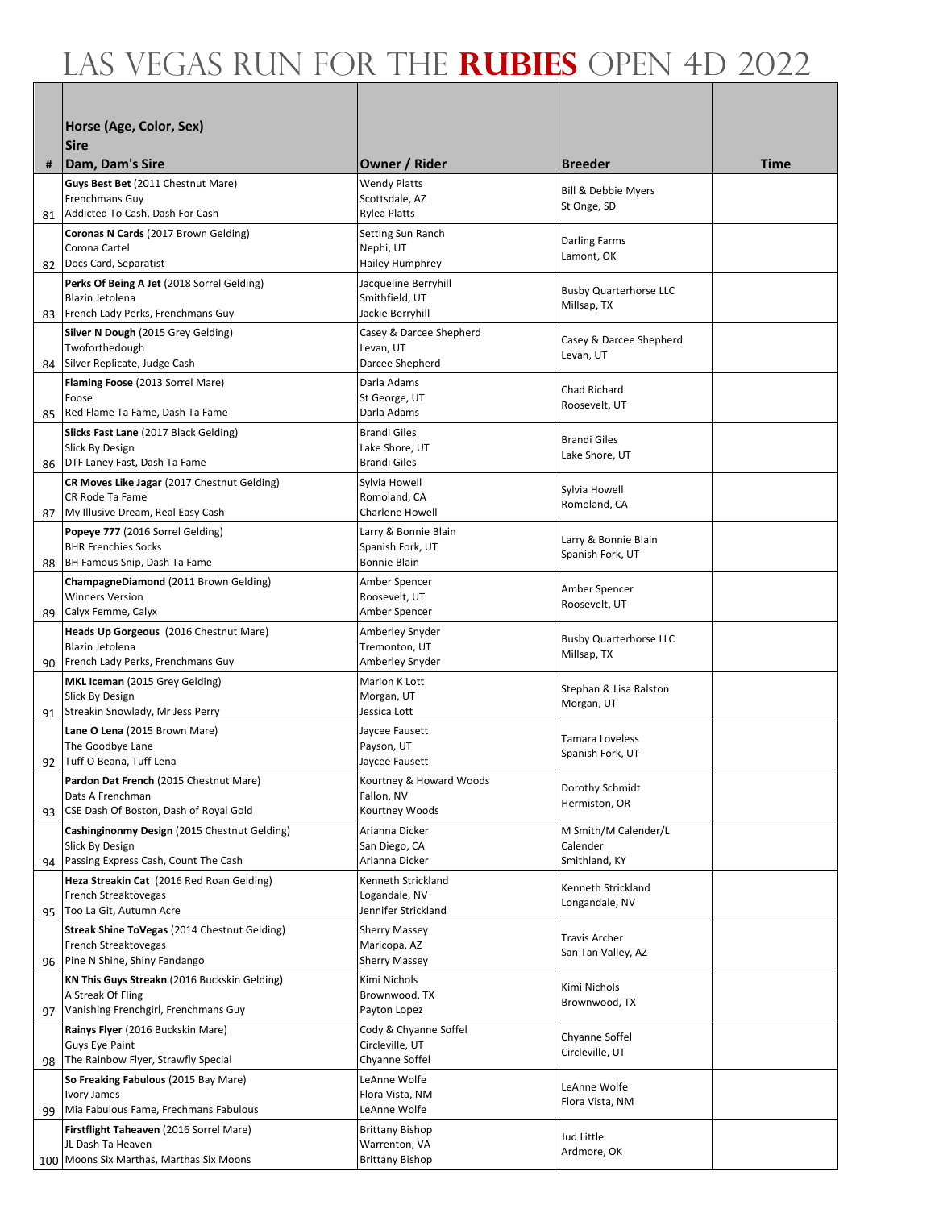# Las Vegas Run for the Rubies Open 4D 2022

| # | Horse (Age, Color, Sex)<br>Sire<br>Dam, Dam's Sire | Owner / Rider | Breeder | Time |
|---|---|---|---|---|
| 81 | **Guys Best Bet** (2011 Chestnut Mare)<br>Frenchmans Guy<br>Addicted To Cash, Dash For Cash | Wendy Platts<br>Scottsdale, AZ<br>Rylea Platts | Bill & Debbie Myers<br>St Onge, SD | |
| 82 | **Coronas N Cards** (2017 Brown Gelding)<br>Corona Cartel<br>Docs Card, Separatist | Setting Sun Ranch<br>Nephi, UT<br>Hailey Humphrey | Darling Farms<br>Lamont, OK | |
| 83 | **Perks Of Being A Jet** (2018 Sorrel Gelding)<br>Blazin Jetolena<br>French Lady Perks, Frenchmans Guy | Jacqueline Berryhill<br>Smithfield, UT<br>Jackie Berryhill | Busby Quarterhorse LLC<br>Millsap, TX | |
| 84 | **Silver N Dough** (2015 Grey Gelding)<br>Twoforthedough<br>Silver Replicate, Judge Cash | Casey & Darcee Shepherd<br>Levan, UT<br>Darcee Shepherd | Casey & Darcee Shepherd<br>Levan, UT | |
| 85 | **Flaming Foose** (2013 Sorrel Mare)<br>Foose<br>Red Flame Ta Fame, Dash Ta Fame | Darla Adams<br>St George, UT<br>Darla Adams | Chad Richard<br>Roosevelt, UT | |
| 86 | **Slicks Fast Lane** (2017 Black Gelding)<br>Slick By Design<br>DTF Laney Fast, Dash Ta Fame | Brandi Giles<br>Lake Shore, UT<br>Brandi Giles | Brandi Giles<br>Lake Shore, UT | |
| 87 | **CR Moves Like Jagar** (2017 Chestnut Gelding)<br>CR Rode Ta Fame<br>My Illusive Dream, Real Easy Cash | Sylvia Howell<br>Romoland, CA<br>Charlene Howell | Sylvia Howell<br>Romoland, CA | |
| 88 | **Popeye 777** (2016 Sorrel Gelding)<br>BHR Frenchies Socks<br>BH Famous Snip, Dash Ta Fame | Larry & Bonnie Blain<br>Spanish Fork, UT<br>Bonnie Blain | Larry & Bonnie Blain<br>Spanish Fork, UT | |
| 89 | **ChampagneDiamond** (2011 Brown Gelding)<br>Winners Version<br>Calyx Femme, Calyx | Amber Spencer<br>Roosevelt, UT<br>Amber Spencer | Amber Spencer<br>Roosevelt, UT | |
| 90 | **Heads Up Gorgeous** (2016 Chestnut Mare)<br>Blazin Jetolena<br>French Lady Perks, Frenchmans Guy | Amberley Snyder<br>Tremonton, UT<br>Amberley Snyder | Busby Quarterhorse LLC<br>Millsap, TX | |
| 91 | **MKL Iceman** (2015 Grey Gelding)<br>Slick By Design<br>Streakin Snowlady, Mr Jess Perry | Marion K Lott<br>Morgan, UT<br>Jessica Lott | Stephan & Lisa Ralston<br>Morgan, UT | |
| 92 | **Lane O Lena** (2015 Brown Mare)<br>The Goodbye Lane<br>Tuff O Beana, Tuff Lena | Jaycee Fausett<br>Payson, UT<br>Jaycee Fausett | Tamara Loveless<br>Spanish Fork, UT | |
| 93 | **Pardon Dat French** (2015 Chestnut Mare)<br>Dats A Frenchman<br>CSE Dash Of Boston, Dash of Royal Gold | Kourtney & Howard Woods<br>Fallon, NV<br>Kourtney Woods | Dorothy Schmidt<br>Hermiston, OR | |
| 94 | **Cashinginonmy Design** (2015 Chestnut Gelding)<br>Slick By Design<br>Passing Express Cash, Count The Cash | Arianna Dicker<br>San Diego, CA<br>Arianna Dicker | M Smith/M Calender/L Calender<br>Smithland, KY | |
| 95 | **Heza Streakin Cat** (2016 Red Roan Gelding)<br>French Streaktovegas<br>Too La Git, Autumn Acre | Kenneth Strickland<br>Logandale, NV<br>Jennifer Strickland | Kenneth Strickland<br>Longandale, NV | |
| 96 | **Streak Shine ToVegas** (2014 Chestnut Gelding)<br>French Streaktovegas<br>Pine N Shine, Shiny Fandango | Sherry Massey<br>Maricopa, AZ<br>Sherry Massey | Travis Archer<br>San Tan Valley, AZ | |
| 97 | **KN This Guys Streakn** (2016 Buckskin Gelding)<br>A Streak Of Fling<br>Vanishing Frenchgirl, Frenchmans Guy | Kimi Nichols<br>Brownwood, TX<br>Payton Lopez | Kimi Nichols<br>Brownwood, TX | |
| 98 | **Rainys Flyer** (2016 Buckskin Mare)<br>Guys Eye Paint<br>The Rainbow Flyer, Strawfly Special | Cody & Chyanne Soffel<br>Circleville, UT<br>Chyanne Soffel | Chyanne Soffel<br>Circleville, UT | |
| 99 | **So Freaking Fabulous** (2015 Bay Mare)<br>Ivory James<br>Mia Fabulous Fame, Frechmans Fabulous | LeAnne Wolfe<br>Flora Vista, NM<br>LeAnne Wolfe | LeAnne Wolfe<br>Flora Vista, NM | |
| 100 | **Firstflight Taheaven** (2016 Sorrel Mare)<br>JL Dash Ta Heaven<br>Moons Six Marthas, Marthas Six Moons | Brittany Bishop<br>Warrenton, VA<br>Brittany Bishop | Jud Little<br>Ardmore, OK | |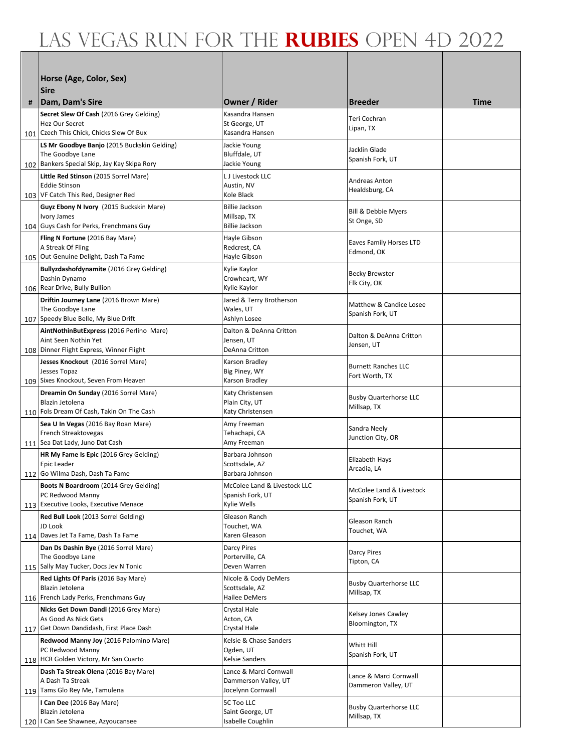# Las Vegas Run For The **Rubies** Open 4D 2022

| # | Horse (Age, Color, Sex)<br>Sire<br>Dam, Dam's Sire | Owner / Rider | Breeder | Time |
|---|---|---|---|---|
| 101 | **Secret Slew Of Cash** (2016 Grey Gelding)<br>Hez Our Secret<br>Czech This Chick, Chicks Slew Of Bux | Kasandra Hansen<br>St George, UT<br>Kasandra Hansen | Teri Cochran<br>Lipan, TX | |
| 102 | **LS Mr Goodbye Banjo** (2015 Buckskin Gelding)<br>The Goodbye Lane<br>Bankers Special Skip, Jay Kay Skipa Rory | Jackie Young<br>Bluffdale, UT<br>Jackie Young | Jacklin Glade<br>Spanish Fork, UT | |
| 103 | **Little Red Stinson** (2015 Sorrel Mare)<br>Eddie Stinson<br>VF Catch This Red, Designer Red | L J Livestock LLC<br>Austin, NV<br>Kole Black | Andreas Anton<br>Healdsburg, CA | |
| 104 | **Guyz Ebony N Ivory** (2015 Buckskin Mare)<br>Ivory James<br>Guys Cash for Perks, Frenchmans Guy | Billie Jackson<br>Millsap, TX<br>Billie Jackson | Bill & Debbie Myers<br>St Onge, SD | |
| 105 | **Fling N Fortune** (2016 Bay Mare)<br>A Streak Of Fling<br>Out Genuine Delight, Dash Ta Fame | Hayle Gibson<br>Redcrest, CA<br>Hayle Gibson | Eaves Family Horses LTD<br>Edmond, OK | |
| 106 | **Bullyzdashofdynamite** (2016 Grey Gelding)<br>Dashin Dynamo<br>Rear Drive, Bully Bullion | Kylie Kaylor<br>Crowheart, WY<br>Kylie Kaylor | Becky Brewster<br>Elk City, OK | |
| 107 | **Driftin Journey Lane** (2016 Brown Mare)<br>The Goodbye Lane<br>Speedy Blue Belle, My Blue Drift | Jared & Terry Brotherson<br>Wales, UT<br>Ashlyn Losee | Matthew & Candice Losee<br>Spanish Fork, UT | |
| 108 | **AintNothinButExpress** (2016 Perlino Mare)<br>Aint Seen Nothin Yet<br>Dinner Flight Express, Winner Flight | Dalton & DeAnna Critton<br>Jensen, UT<br>DeAnna Critton | Dalton & DeAnna Critton<br>Jensen, UT | |
| 109 | **Jesses Knockout** (2016 Sorrel Mare)<br>Jesses Topaz<br>Sixes Knockout, Seven From Heaven | Karson Bradley<br>Big Piney, WY<br>Karson Bradley | Burnett Ranches LLC<br>Fort Worth, TX | |
| 110 | **Dreamin On Sunday** (2016 Sorrel Mare)<br>Blazin Jetolena<br>Fols Dream Of Cash, Takin On The Cash | Katy Christensen<br>Plain City, UT<br>Katy Christensen | Busby Quarterhorse LLC<br>Millsap, TX | |
| 111 | **Sea U In Vegas** (2016 Bay Roan Mare)<br>French Streaktovegas<br>Sea Dat Lady, Juno Dat Cash | Amy Freeman<br>Tehachapi, CA<br>Amy Freeman | Sandra Neely<br>Junction City, OR | |
| 112 | **HR My Fame Is Epic** (2016 Grey Gelding)<br>Epic Leader<br>Go Wilma Dash, Dash Ta Fame | Barbara Johnson<br>Scottsdale, AZ<br>Barbara Johnson | Elizabeth Hays<br>Arcadia, LA | |
| 113 | **Boots N Boardroom** (2014 Grey Gelding)<br>PC Redwood Manny<br>Executive Looks, Executive Menace | McColee Land & Livestock LLC<br>Spanish Fork, UT<br>Kylie Wells | McColee Land & Livestock<br>Spanish Fork, UT | |
| 114 | **Red Bull Look** (2013 Sorrel Gelding)<br>JD Look<br>Daves Jet Ta Fame, Dash Ta Fame | Gleason Ranch<br>Touchet, WA<br>Karen Gleason | Gleason Ranch<br>Touchet, WA | |
| 115 | **Dan Ds Dashin Bye** (2016 Sorrel Mare)<br>The Goodbye Lane<br>Sally May Tucker, Docs Jev N Tonic | Darcy Pires<br>Porterville, CA<br>Deven Warren | Darcy Pires<br>Tipton, CA | |
| 116 | **Red Lights Of Paris** (2016 Bay Mare)<br>Blazin Jetolena<br>French Lady Perks, Frenchmans Guy | Nicole & Cody DeMers<br>Scottsdale, AZ<br>Hailee DeMers | Busby Quarterhorse LLC<br>Millsap, TX | |
| 117 | **Nicks Get Down Dandi** (2016 Grey Mare)<br>As Good As Nick Gets<br>Get Down Dandidash, First Place Dash | Crystal Hale<br>Acton, CA<br>Crystal Hale | Kelsey Jones Cawley<br>Bloomington, TX | |
| 118 | **Redwood Manny Joy** (2016 Palomino Mare)<br>PC Redwood Manny<br>HCR Golden Victory, Mr San Cuarto | Kelsie & Chase Sanders<br>Ogden, UT<br>Kelsie Sanders | Whitt Hill<br>Spanish Fork, UT | |
| 119 | **Dash Ta Streak Olena** (2016 Bay Mare)<br>A Dash Ta Streak<br>Tams Glo Rey Me, Tamulena | Lance & Marci Cornwall<br>Dammerson Valley, UT<br>Jocelynn Cornwall | Lance & Marci Cornwall<br>Dammeron Valley, UT | |
| 120 | **I Can Dee** (2016 Bay Mare)<br>Blazin Jetolena<br>I Can See Shawnee, Azyoucansee | 5C Too LLC<br>Saint George, UT<br>Isabelle Coughlin | Busby Quarterhorse LLC<br>Millsap, TX | |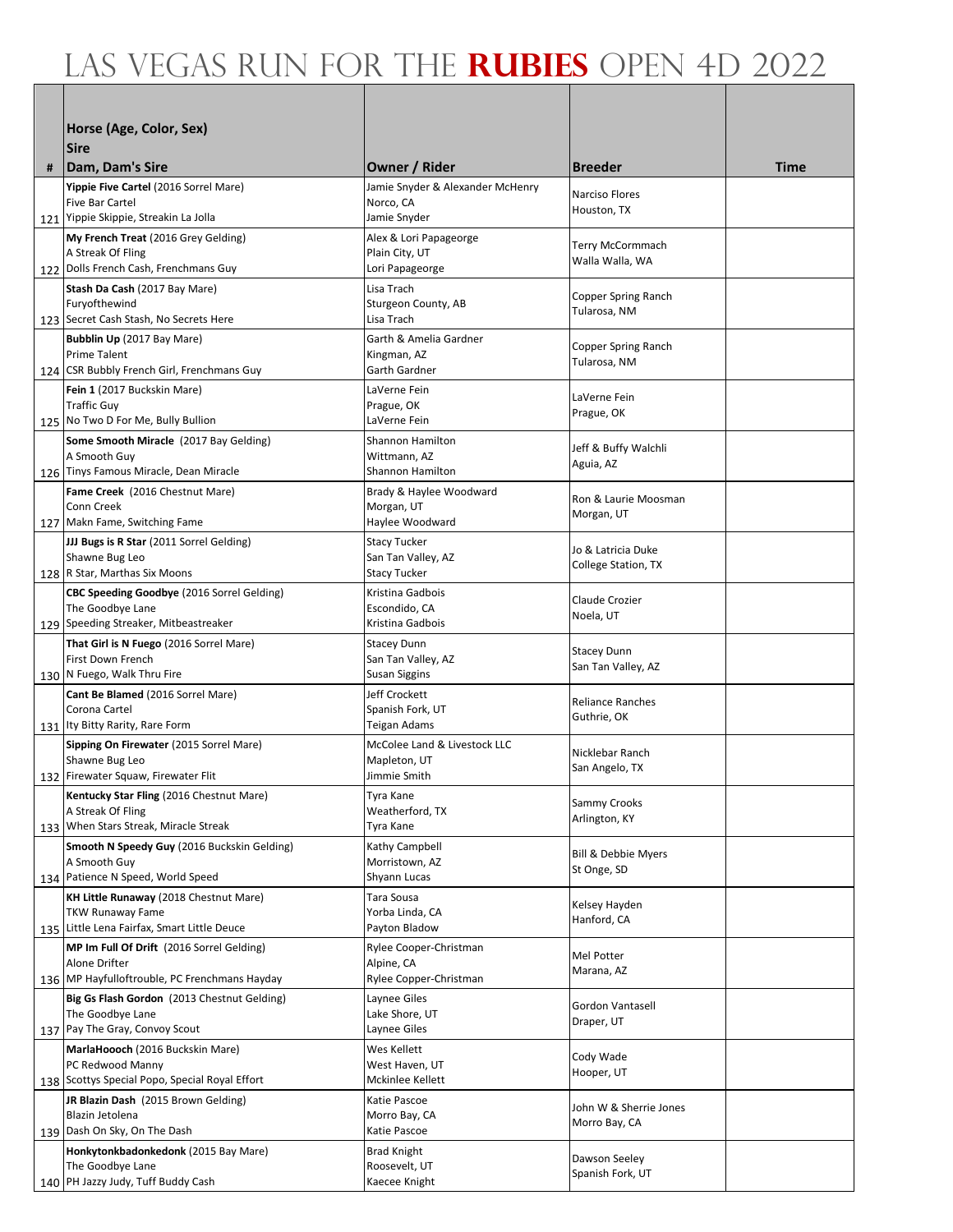# LAS VEGAS RUN FOR THE **RUBIES** OPEN 4D 2022

| # | Horse (Age, Color, Sex)<br>Sire<br>Dam, Dam's Sire | Owner / Rider | Breeder | Time |
|---|---|---|---|---|
| 121 | **Yippie Five Cartel** (2016 Sorrel Mare)<br>Five Bar Cartel<br>Yippie Skippie, Streakin La Jolla | Jamie Snyder & Alexander McHenry<br>Norco, CA<br>Jamie Snyder | Narciso Flores<br>Houston, TX | |
| 122 | **My French Treat** (2016 Grey Gelding)<br>A Streak Of Fling<br>Dolls French Cash, Frenchmans Guy | Alex & Lori Papageorge<br>Plain City, UT<br>Lori Papageorge | Terry McCormmach<br>Walla Walla, WA | |
| 123 | **Stash Da Cash** (2017 Bay Mare)<br>Furyofthewind<br>Secret Cash Stash, No Secrets Here | Lisa Trach<br>Sturgeon County, AB<br>Lisa Trach | Copper Spring Ranch<br>Tularosa, NM | |
| 124 | **Bubblin Up** (2017 Bay Mare)<br>Prime Talent<br>CSR Bubbly French Girl, Frenchmans Guy | Garth & Amelia Gardner<br>Kingman, AZ<br>Garth Gardner | Copper Spring Ranch<br>Tularosa, NM | |
| 125 | **Fein 1** (2017 Buckskin Mare)<br>Traffic Guy<br>No Two D For Me, Bully Bullion | LaVerne Fein<br>Prague, OK<br>LaVerne Fein | LaVerne Fein<br>Prague, OK | |
| 126 | **Some Smooth Miracle** (2017 Bay Gelding)<br>A Smooth Guy<br>Tinys Famous Miracle, Dean Miracle | Shannon Hamilton<br>Wittmann, AZ<br>Shannon Hamilton | Jeff & Buffy Walchli<br>Aguia, AZ | |
| 127 | **Fame Creek** (2016 Chestnut Mare)<br>Conn Creek<br>Makn Fame, Switching Fame | Brady & Haylee Woodward<br>Morgan, UT<br>Haylee Woodward | Ron & Laurie Moosman<br>Morgan, UT | |
| 128 | **JJJ Bugs is R Star** (2011 Sorrel Gelding)<br>Shawne Bug Leo<br>R Star, Marthas Six Moons | Stacy Tucker<br>San Tan Valley, AZ<br>Stacy Tucker | Jo & Latricia Duke<br>College Station, TX | |
| 129 | **CBC Speeding Goodbye** (2016 Sorrel Gelding)<br>The Goodbye Lane<br>Speeding Streaker, Mitbeastreaker | Kristina Gadbois<br>Escondido, CA<br>Kristina Gadbois | Claude Crozier<br>Noela, UT | |
| 130 | **That Girl is N Fuego** (2016 Sorrel Mare)<br>First Down French<br>N Fuego, Walk Thru Fire | Stacey Dunn<br>San Tan Valley, AZ<br>Susan Siggins | Stacey Dunn<br>San Tan Valley, AZ | |
| 131 | **Cant Be Blamed** (2016 Sorrel Mare)<br>Corona Cartel<br>Ity Bitty Rarity, Rare Form | Jeff Crockett<br>Spanish Fork, UT<br>Teigan Adams | Reliance Ranches<br>Guthrie, OK | |
| 132 | **Sipping On Firewater** (2015 Sorrel Mare)<br>Shawne Bug Leo<br>Firewater Squaw, Firewater Flit | McColee Land & Livestock LLC<br>Mapleton, UT<br>Jimmie Smith | Nicklebar Ranch<br>San Angelo, TX | |
| 133 | **Kentucky Star Fling** (2016 Chestnut Mare)<br>A Streak Of Fling<br>When Stars Streak, Miracle Streak | Tyra Kane<br>Weatherford, TX<br>Tyra Kane | Sammy Crooks<br>Arlington, KY | |
| 134 | **Smooth N Speedy Guy** (2016 Buckskin Gelding)<br>A Smooth Guy<br>Patience N Speed, World Speed | Kathy Campbell<br>Morristown, AZ<br>Shyann Lucas | Bill & Debbie Myers<br>St Onge, SD | |
| 135 | **KH Little Runaway** (2018 Chestnut Mare)<br>TKW Runaway Fame<br>Little Lena Fairfax, Smart Little Deuce | Tara Sousa<br>Yorba Linda, CA<br>Payton Bladow | Kelsey Hayden<br>Hanford, CA | |
| 136 | **MP Im Full Of Drift** (2016 Sorrel Gelding)<br>Alone Drifter<br>MP Hayfulloftrouble, PC Frenchmans Hayday | Rylee Cooper-Christman<br>Alpine, CA<br>Rylee Copper-Christman | Mel Potter<br>Marana, AZ | |
| 137 | **Big Gs Flash Gordon** (2013 Chestnut Gelding)<br>The Goodbye Lane<br>Pay The Gray, Convoy Scout | Laynee Giles<br>Lake Shore, UT<br>Laynee Giles | Gordon Vantasell<br>Draper, UT | |
| 138 | **MarlaHoooch** (2016 Buckskin Mare)<br>PC Redwood Manny<br>Scottys Special Popo, Special Royal Effort | Wes Kellett<br>West Haven, UT<br>Mckinlee Kellett | Cody Wade<br>Hooper, UT | |
| 139 | **JR Blazin Dash** (2015 Brown Gelding)<br>Blazin Jetolena<br>Dash On Sky, On The Dash | Katie Pascoe<br>Morro Bay, CA<br>Katie Pascoe | John W & Sherrie Jones<br>Morro Bay, CA | |
| 140 | **Honkytonkbadonkedonk** (2015 Bay Mare)<br>The Goodbye Lane<br>PH Jazzy Judy, Tuff Buddy Cash | Brad Knight<br>Roosevelt, UT<br>Kaecee Knight | Dawson Seeley<br>Spanish Fork, UT | |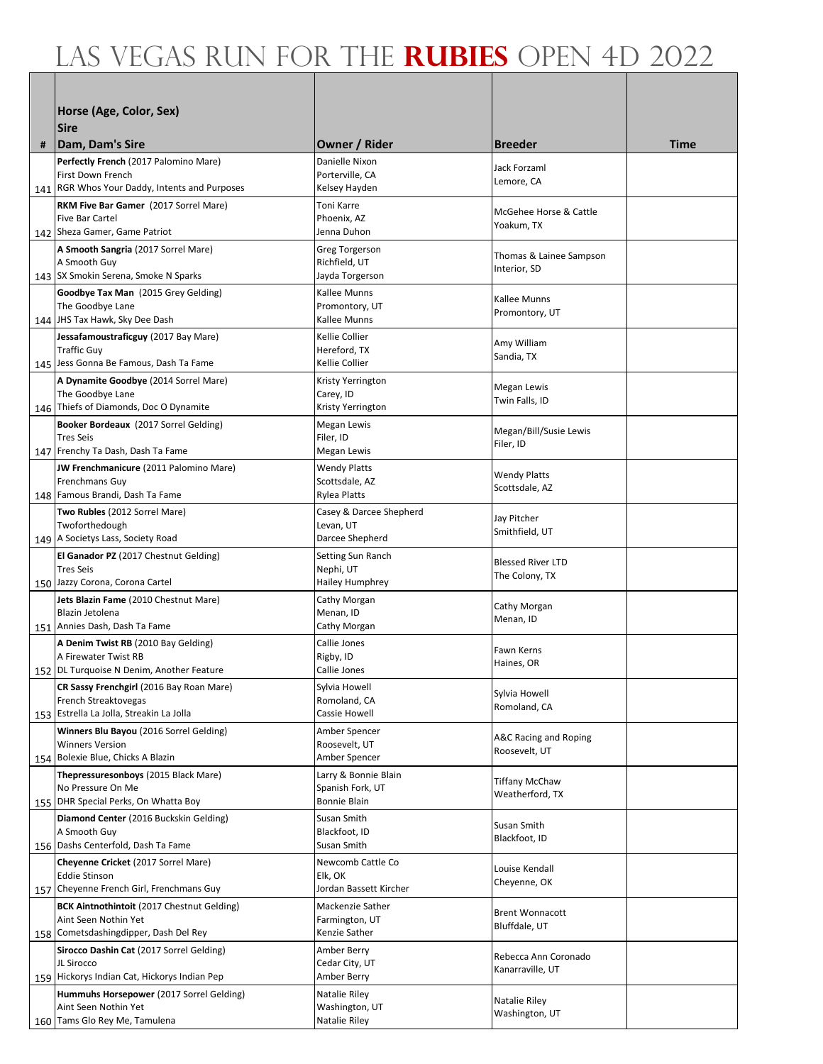# Las Vegas Run for the **Rubies** Open 4D 2022

| # | Horse (Age, Color, Sex)<br>Sire<br>Dam, Dam's Sire | Owner / Rider | Breeder | Time |
|---|---|---|---|---|
| 141 | **Perfectly French** (2017 Palomino Mare)<br>First Down French<br>RGR Whos Your Daddy, Intents and Purposes | Danielle Nixon<br>Porterville, CA<br>Kelsey Hayden | Jack Forzaml<br>Lemore, CA | |
| 142 | **RKM Five Bar Gamer** (2017 Sorrel Mare)<br>Five Bar Cartel<br>Sheza Gamer, Game Patriot | Toni Karre<br>Phoenix, AZ<br>Jenna Duhon | McGehee Horse & Cattle<br>Yoakum, TX | |
| 143 | **A Smooth Sangria** (2017 Sorrel Mare)<br>A Smooth Guy<br>SX Smokin Serena, Smoke N Sparks | Greg Torgerson<br>Richfield, UT<br>Jayda Torgerson | Thomas & Lainee Sampson<br>Interior, SD | |
| 144 | **Goodbye Tax Man** (2015 Grey Gelding)<br>The Goodbye Lane<br>JHS Tax Hawk, Sky Dee Dash | Kallee Munns<br>Promontory, UT<br>Kallee Munns | Kallee Munns<br>Promontory, UT | |
| 145 | **Jessafamoustraficguy** (2017 Bay Mare)<br>Traffic Guy<br>Jess Gonna Be Famous, Dash Ta Fame | Kellie Collier<br>Hereford, TX<br>Kellie Collier | Amy William<br>Sandia, TX | |
| 146 | **A Dynamite Goodbye** (2014 Sorrel Mare)<br>The Goodbye Lane<br>Thiefs of Diamonds, Doc O Dynamite | Kristy Yerrington<br>Carey, ID<br>Kristy Yerrington | Megan Lewis<br>Twin Falls, ID | |
| 147 | **Booker Bordeaux** (2017 Sorrel Gelding)<br>Tres Seis<br>Frenchy Ta Dash, Dash Ta Fame | Megan Lewis<br>Filer, ID<br>Megan Lewis | Megan/Bill/Susie Lewis<br>Filer, ID | |
| 148 | **JW Frenchmanicure** (2011 Palomino Mare)<br>Frenchmans Guy<br>Famous Brandi, Dash Ta Fame | Wendy Platts<br>Scottsdale, AZ<br>Rylea Platts | Wendy Platts<br>Scottsdale, AZ | |
| 149 | **Two Rubles** (2012 Sorrel Mare)<br>Twoforthedough<br>A Societys Lass, Society Road | Casey & Darcee Shepherd<br>Levan, UT<br>Darcee Shepherd | Jay Pitcher<br>Smithfield, UT | |
| 150 | **El Ganador PZ** (2017 Chestnut Gelding)<br>Tres Seis<br>Jazzy Corona, Corona Cartel | Setting Sun Ranch<br>Nephi, UT<br>Hailey Humphrey | Blessed River LTD<br>The Colony, TX | |
| 151 | **Jets Blazin Fame** (2010 Chestnut Mare)<br>Blazin Jetolena<br>Annies Dash, Dash Ta Fame | Cathy Morgan<br>Menan, ID<br>Cathy Morgan | Cathy Morgan<br>Menan, ID | |
| 152 | **A Denim Twist RB** (2010 Bay Gelding)<br>A Firewater Twist RB<br>DL Turquoise N Denim, Another Feature | Callie Jones<br>Rigby, ID<br>Callie Jones | Fawn Kerns<br>Haines, OR | |
| 153 | **CR Sassy Frenchgirl** (2016 Bay Roan Mare)<br>French Streaktovegas<br>Estrella La Jolla, Streakin La Jolla | Sylvia Howell<br>Romoland, CA<br>Cassie Howell | Sylvia Howell<br>Romoland, CA | |
| 154 | **Winners Blu Bayou** (2016 Sorrel Gelding)<br>Winners Version<br>Bolexie Blue, Chicks A Blazin | Amber Spencer<br>Roosevelt, UT<br>Amber Spencer | A&C Racing and Roping<br>Roosevelt, UT | |
| 155 | **Thepressuresonboys** (2015 Black Mare)<br>No Pressure On Me<br>DHR Special Perks, On Whatta Boy | Larry & Bonnie Blain<br>Spanish Fork, UT<br>Bonnie Blain | Tiffany McChaw<br>Weatherford, TX | |
| 156 | **Diamond Center** (2016 Buckskin Gelding)<br>A Smooth Guy<br>Dashs Centerfold, Dash Ta Fame | Susan Smith<br>Blackfoot, ID<br>Susan Smith | Susan Smith<br>Blackfoot, ID | |
| 157 | **Cheyenne Cricket** (2017 Sorrel Mare)<br>Eddie Stinson<br>Cheyenne French Girl, Frenchmans Guy | Newcomb Cattle Co<br>Elk, OK<br>Jordan Bassett Kircher | Louise Kendall<br>Cheyenne, OK | |
| 158 | **BCK Aintnothintoit** (2017 Chestnut Gelding)<br>Aint Seen Nothin Yet<br>Cometsdashingdipper, Dash Del Rey | Mackenzie Sather<br>Farmington, UT<br>Kenzie Sather | Brent Wonnacott<br>Bluffdale, UT | |
| 159 | **Sirocco Dashin Cat** (2017 Sorrel Gelding)<br>JL Sirocco<br>Hickorys Indian Cat, Hickorys Indian Pep | Amber Berry<br>Cedar City, UT<br>Amber Berry | Rebecca Ann Coronado<br>Kanarraville, UT | |
| 160 | **Hummuhs Horsepower** (2017 Sorrel Gelding)<br>Aint Seen Nothin Yet<br>Tams Glo Rey Me, Tamulena | Natalie Riley<br>Washington, UT<br>Natalie Riley | Natalie Riley<br>Washington, UT | |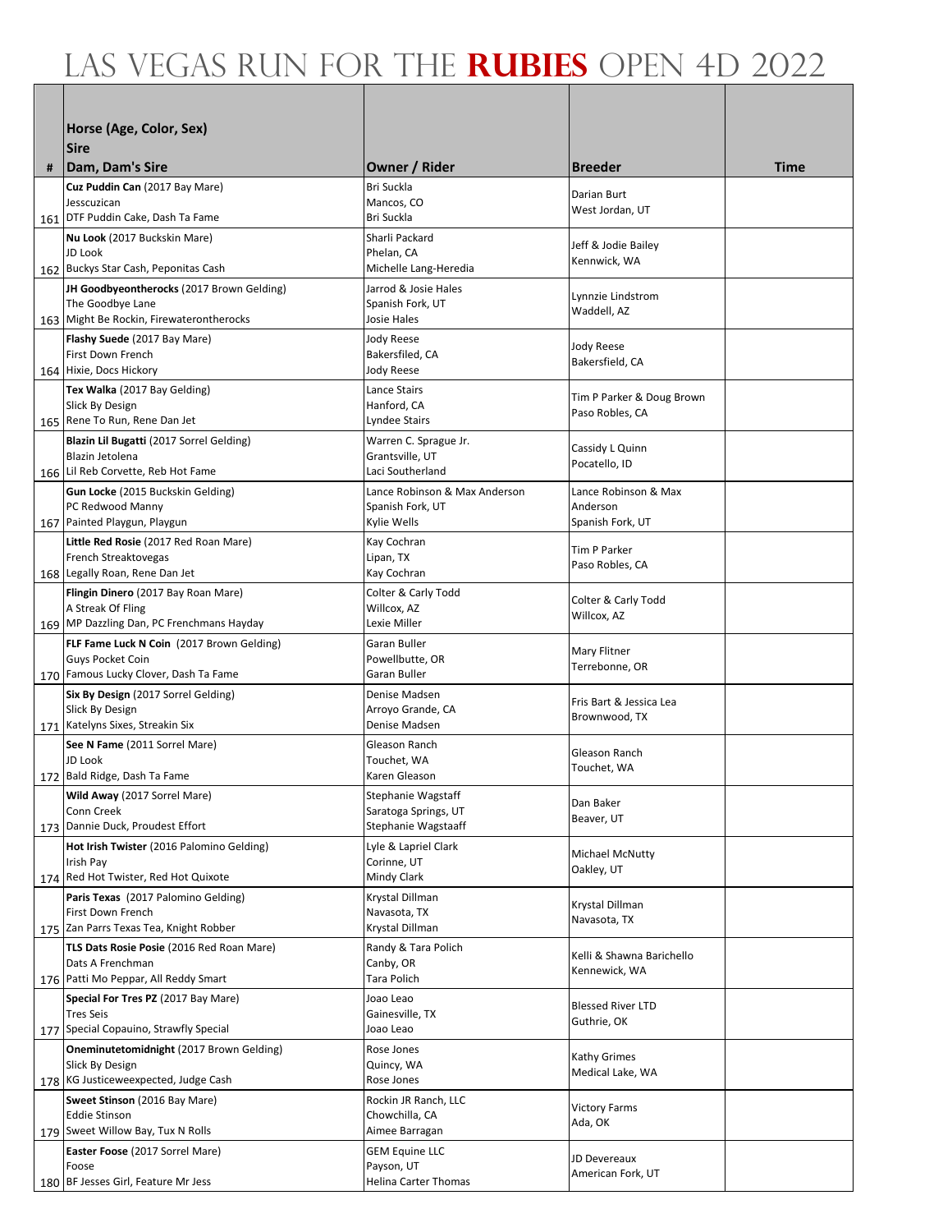# Las Vegas Run for the **Rubies** Open 4D 2022

| # | Horse (Age, Color, Sex)<br>Sire<br>Dam, Dam's Sire | Owner / Rider | Breeder | Time |
|---|---|---|---|---|
| 161 | **Cuz Puddin Can** (2017 Bay Mare)<br>Jesscuzican<br>DTF Puddin Cake, Dash Ta Fame | Bri Suckla<br>Mancos, CO<br>Bri Suckla | Darian Burt<br>West Jordan, UT | |
| 162 | **Nu Look** (2017 Buckskin Mare)<br>JD Look<br>Buckys Star Cash, Peponitas Cash | Sharli Packard<br>Phelan, CA<br>Michelle Lang-Heredia | Jeff & Jodie Bailey<br>Kennwick, WA | |
| 163 | **JH Goodbyeontherocks** (2017 Brown Gelding)<br>The Goodbye Lane<br>Might Be Rockin, Firewaterontherocks | Jarrod & Josie Hales<br>Spanish Fork, UT<br>Josie Hales | Lynnzie Lindstrom<br>Waddell, AZ | |
| 164 | **Flashy Suede** (2017 Bay Mare)<br>First Down French<br>Hixie, Docs Hickory | Jody Reese<br>Bakersfiled, CA<br>Jody Reese | Jody Reese<br>Bakersfield, CA | |
| 165 | **Tex Walka** (2017 Bay Gelding)<br>Slick By Design<br>Rene To Run, Rene Dan Jet | Lance Stairs<br>Hanford, CA<br>Lyndee Stairs | Tim P Parker & Doug Brown<br>Paso Robles, CA | |
| 166 | **Blazin Lil Bugatti** (2017 Sorrel Gelding)<br>Blazin Jetolena<br>Lil Reb Corvette, Reb Hot Fame | Warren C. Sprague Jr.<br>Grantsville, UT<br>Laci Southerland | Cassidy L Quinn<br>Pocatello, ID | |
| 167 | **Gun Locke** (2015 Buckskin Gelding)<br>PC Redwood Manny<br>Painted Playgun, Playgun | Lance Robinson & Max Anderson<br>Spanish Fork, UT<br>Kylie Wells | Lance Robinson & Max Anderson<br>Spanish Fork, UT | |
| 168 | **Little Red Rosie** (2017 Red Roan Mare)<br>French Streaktovegas<br>Legally Roan, Rene Dan Jet | Kay Cochran<br>Lipan, TX<br>Kay Cochran | Tim P Parker<br>Paso Robles, CA | |
| 169 | **Flingin Dinero** (2017 Bay Roan Mare)<br>A Streak Of Fling<br>MP Dazzling Dan, PC Frenchmans Hayday | Colter & Carly Todd<br>Willcox, AZ<br>Lexie Miller | Colter & Carly Todd<br>Willcox, AZ | |
| 170 | **FLF Fame Luck N Coin** (2017 Brown Gelding)<br>Guys Pocket Coin<br>Famous Lucky Clover, Dash Ta Fame | Garan Buller<br>Powellbutte, OR<br>Garan Buller | Mary Flitner<br>Terrebonne, OR | |
| 171 | **Six By Design** (2017 Sorrel Gelding)<br>Slick By Design<br>Katelyns Sixes, Streakin Six | Denise Madsen<br>Arroyo Grande, CA<br>Denise Madsen | Fris Bart & Jessica Lea<br>Brownwood, TX | |
| 172 | **See N Fame** (2011 Sorrel Mare)<br>JD Look<br>Bald Ridge, Dash Ta Fame | Gleason Ranch<br>Touchet, WA<br>Karen Gleason | Gleason Ranch<br>Touchet, WA | |
| 173 | **Wild Away** (2017 Sorrel Mare)<br>Conn Creek<br>Dannie Duck, Proudest Effort | Stephanie Wagstaff<br>Saratoga Springs, UT<br>Stephanie Wagstaaff | Dan Baker<br>Beaver, UT | |
| 174 | **Hot Irish Twister** (2016 Palomino Gelding)<br>Irish Pay<br>Red Hot Twister, Red Hot Quixote | Lyle & Lapriel Clark<br>Corinne, UT<br>Mindy Clark | Michael McNutty<br>Oakley, UT | |
| 175 | **Paris Texas** (2017 Palomino Gelding)<br>First Down French<br>Zan Parrs Texas Tea, Knight Robber | Krystal Dillman<br>Navasota, TX<br>Krystal Dillman | Krystal Dillman<br>Navasota, TX | |
| 176 | **TLS Dats Rosie Posie** (2016 Red Roan Mare)<br>Dats A Frenchman<br>Patti Mo Peppar, All Reddy Smart | Randy & Tara Polich<br>Canby, OR<br>Tara Polich | Kelli & Shawna Barichello<br>Kennewick, WA | |
| 177 | **Special For Tres PZ** (2017 Bay Mare)<br>Tres Seis<br>Special Copauino, Strawfly Special | Joao Leao<br>Gainesville, TX<br>Joao Leao | Blessed River LTD<br>Guthrie, OK | |
| 178 | **Oneminutetomidnight** (2017 Brown Gelding)<br>Slick By Design<br>KG Justiceweexpected, Judge Cash | Rose Jones<br>Quincy, WA<br>Rose Jones | Kathy Grimes<br>Medical Lake, WA | |
| 179 | **Sweet Stinson** (2016 Bay Mare)<br>Eddie Stinson<br>Sweet Willow Bay, Tux N Rolls | Rockin JR Ranch, LLC<br>Chowchilla, CA<br>Aimee Barragan | Victory Farms<br>Ada, OK | |
| 180 | **Easter Foose** (2017 Sorrel Mare)<br>Foose<br>BF Jesses Girl, Feature Mr Jess | GEM Equine LLC<br>Payson, UT<br>Helina Carter Thomas | JD Devereaux<br>American Fork, UT | |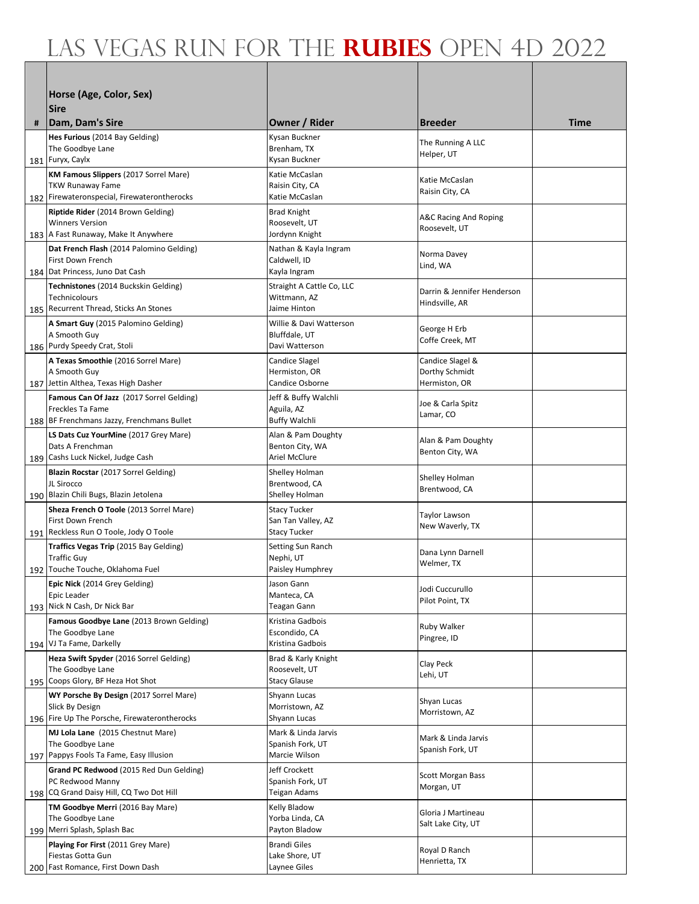# Las Vegas Run for the **Rubies** Open 4D 2022

| # | Horse (Age, Color, Sex)<br>Sire<br>Dam, Dam's Sire | Owner / Rider | Breeder | Time |
|---|---|---|---|---|
| 181 | **Hes Furious** (2014 Bay Gelding)<br>The Goodbye Lane<br>Furyx, Caylx | Kysan Buckner<br>Brenham, TX<br>Kysan Buckner | The Running A LLC<br>Helper, UT | |
| 182 | **KM Famous Slippers** (2017 Sorrel Mare)<br>TKW Runaway Fame<br>Firewateronspecial, Firewaterontherocks | Katie McCaslan<br>Raisin City, CA<br>Katie McCaslan | Katie McCaslan<br>Raisin City, CA | |
| 183 | **Riptide Rider** (2014 Brown Gelding)<br>Winners Version<br>A Fast Runaway, Make It Anywhere | Brad Knight<br>Roosevelt, UT<br>Jordynn Knight | A&C Racing And Roping<br>Roosevelt, UT | |
| 184 | **Dat French Flash** (2014 Palomino Gelding)<br>First Down French<br>Dat Princess, Juno Dat Cash | Nathan & Kayla Ingram<br>Caldwell, ID<br>Kayla Ingram | Norma Davey<br>Lind, WA | |
| 185 | **Technistones** (2014 Buckskin Gelding)<br>Technicolours<br>Recurrent Thread, Sticks An Stones | Straight A Cattle Co, LLC<br>Wittmann, AZ<br>Jaime Hinton | Darrin & Jennifer Henderson<br>Hindsville, AR | |
| 186 | **A Smart Guy** (2015 Palomino Gelding)<br>A Smooth Guy<br>Purdy Speedy Crat, Stoli | Willie & Davi Watterson<br>Bluffdale, UT<br>Davi Watterson | George H Erb<br>Coffe Creek, MT | |
| 187 | **A Texas Smoothie** (2016 Sorrel Mare)<br>A Smooth Guy<br>Jettin Althea, Texas High Dasher | Candice Slagel<br>Hermiston, OR<br>Candice Osborne | Candice Slagel &<br>Dorthy Schmidt<br>Hermiston, OR | |
| 188 | **Famous Can Of Jazz** (2017 Sorrel Gelding)<br>Freckles Ta Fame<br>BF Frenchmans Jazzy, Frenchmans Bullet | Jeff & Buffy Walchli<br>Aguila, AZ<br>Buffy Walchli | Joe & Carla Spitz<br>Lamar, CO | |
| 189 | **LS Dats Cuz YourMine** (2017 Grey Mare)<br>Dats A Frenchman<br>Cashs Luck Nickel, Judge Cash | Alan & Pam Doughty<br>Benton City, WA<br>Ariel McClure | Alan & Pam Doughty<br>Benton City, WA | |
| 190 | **Blazin Rocstar** (2017 Sorrel Gelding)<br>JL Sirocco<br>Blazin Chili Bugs, Blazin Jetolena | Shelley Holman<br>Brentwood, CA<br>Shelley Holman | Shelley Holman<br>Brentwood, CA | |
| 191 | **Sheza French O Toole** (2013 Sorrel Mare)<br>First Down French<br>Reckless Run O Toole, Jody O Toole | Stacy Tucker<br>San Tan Valley, AZ<br>Stacy Tucker | Taylor Lawson<br>New Waverly, TX | |
| 192 | **Traffics Vegas Trip** (2015 Bay Gelding)<br>Traffic Guy<br>Touche Touche, Oklahoma Fuel | Setting Sun Ranch<br>Nephi, UT<br>Paisley Humphrey | Dana Lynn Darnell<br>Welmer, TX | |
| 193 | **Epic Nick** (2014 Grey Gelding)<br>Epic Leader<br>Nick N Cash, Dr Nick Bar | Jason Gann<br>Manteca, CA<br>Teagan Gann | Jodi Cuccurullo<br>Pilot Point, TX | |
| 194 | **Famous Goodbye Lane** (2013 Brown Gelding)<br>The Goodbye Lane<br>VJ Ta Fame, Darkelly | Kristina Gadbois<br>Escondido, CA<br>Kristina Gadbois | Ruby Walker<br>Pingree, ID | |
| 195 | **Heza Swift Spyder** (2016 Sorrel Gelding)<br>The Goodbye Lane<br>Coops Glory, BF Heza Hot Shot | Brad & Karly Knight<br>Roosevelt, UT<br>Stacy Glause | Clay Peck<br>Lehi, UT | |
| 196 | **WY Porsche By Design** (2017 Sorrel Mare)<br>Slick By Design<br>Fire Up The Porsche, Firewaterontherocks | Shyann Lucas<br>Morristown, AZ<br>Shyann Lucas | Shyan Lucas<br>Morristown, AZ | |
| 197 | **MJ Lola Lane** (2015 Chestnut Mare)<br>The Goodbye Lane<br>Pappys Fools Ta Fame, Easy Illusion | Mark & Linda Jarvis<br>Spanish Fork, UT<br>Marcie Wilson | Mark & Linda Jarvis<br>Spanish Fork, UT | |
| 198 | **Grand PC Redwood** (2015 Red Dun Gelding)<br>PC Redwood Manny<br>CQ Grand Daisy Hill, CQ Two Dot Hill | Jeff Crockett<br>Spanish Fork, UT<br>Teigan Adams | Scott Morgan Bass<br>Morgan, UT | |
| 199 | **TM Goodbye Merri** (2016 Bay Mare)<br>The Goodbye Lane<br>Merri Splash, Splash Bac | Kelly Bladow<br>Yorba Linda, CA<br>Payton Bladow | Gloria J Martineau<br>Salt Lake City, UT | |
| 200 | **Playing For First** (2011 Grey Mare)<br>Fiestas Gotta Gun<br>Fast Romance, First Down Dash | Brandi Giles<br>Lake Shore, UT<br>Laynee Giles | Royal D Ranch<br>Henrietta, TX | |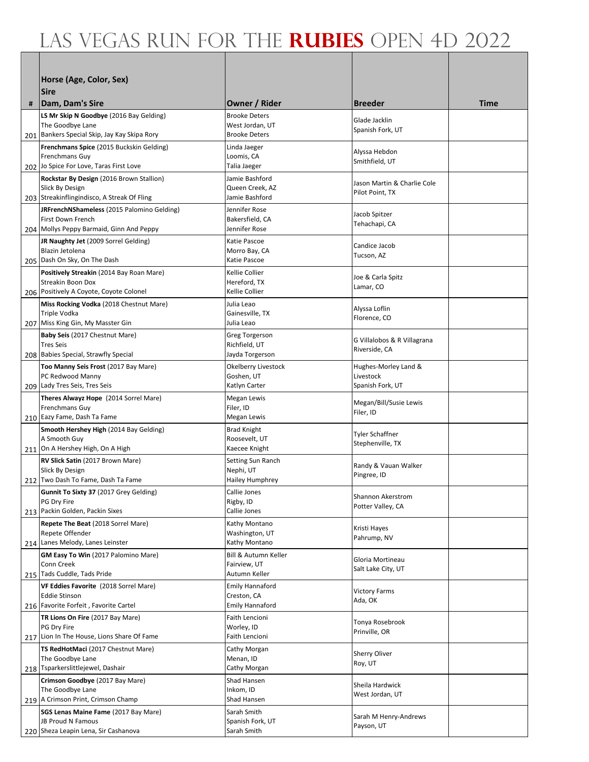# Las Vegas Run for the Rubies Open 4D 2022

| # | Horse (Age, Color, Sex)<br>Sire<br>Dam, Dam's Sire | Owner / Rider | Breeder | Time |
|---|---|---|---|---|
| 201 | **LS Mr Skip N Goodbye** (2016 Bay Gelding)<br>The Goodbye Lane<br>Bankers Special Skip, Jay Kay Skipa Rory | Brooke Deters<br>West Jordan, UT<br>Brooke Deters | Glade Jacklin<br>Spanish Fork, UT | |
| 202 | **Frenchmans Spice** (2015 Buckskin Gelding)<br>Frenchmans Guy<br>Jo Spice For Love, Taras First Love | Linda Jaeger<br>Loomis, CA<br>Talia Jaeger | Alyssa Hebdon<br>Smithfield, UT | |
| 203 | **Rockstar By Design** (2016 Brown Stallion)<br>Slick By Design<br>Streakinflingindisco, A Streak Of Fling | Jamie Bashford<br>Queen Creek, AZ<br>Jamie Bashford | Jason Martin & Charlie Cole<br>Pilot Point, TX | |
| 204 | **JRFrenchNShameless** (2015 Palomino Gelding)<br>First Down French<br>Mollys Peppy Barmaid, Ginn And Peppy | Jennifer Rose<br>Bakersfield, CA<br>Jennifer Rose | Jacob Spitzer<br>Tehachapi, CA | |
| 205 | **JR Naughty Jet** (2009 Sorrel Gelding)<br>Blazin Jetolena<br>Dash On Sky, On The Dash | Katie Pascoe<br>Morro Bay, CA<br>Katie Pascoe | Candice Jacob<br>Tucson, AZ | |
| 206 | **Positively Streakin** (2014 Bay Roan Mare)<br>Streakin Boon Dox<br>Positively A Coyote, Coyote Colonel | Kellie Collier<br>Hereford, TX<br>Kellie Collier | Joe & Carla Spitz<br>Lamar, CO | |
| 207 | **Miss Rocking Vodka** (2018 Chestnut Mare)<br>Triple Vodka<br>Miss King Gin, My Masster Gin | Julia Leao<br>Gainesville, TX<br>Julia Leao | Alyssa Loflin<br>Florence, CO | |
| 208 | **Baby Seis** (2017 Chestnut Mare)<br>Tres Seis<br>Babies Special, Strawfly Special | Greg Torgerson<br>Richfield, UT<br>Jayda Torgerson | G Villalobos & R Villagrana<br>Riverside, CA | |
| 209 | **Too Manny Seis Frost** (2017 Bay Mare)<br>PC Redwood Manny<br>Lady Tres Seis, Tres Seis | Okelberry Livestock<br>Goshen, UT<br>Katlyn Carter | Hughes-Morley Land & Livestock<br>Spanish Fork, UT | |
| 210 | **Theres Alwayz Hope** (2014 Sorrel Mare)<br>Frenchmans Guy<br>Eazy Fame, Dash Ta Fame | Megan Lewis<br>Filer, ID<br>Megan Lewis | Megan/Bill/Susie Lewis<br>Filer, ID | |
| 211 | **Smooth Hershey High** (2014 Bay Gelding)<br>A Smooth Guy<br>On A Hershey High, On A High | Brad Knight<br>Roosevelt, UT<br>Kaecee Knight | Tyler Schaffner<br>Stephenville, TX | |
| 212 | **RV Slick Satin** (2017 Brown Mare)<br>Slick By Design<br>Two Dash To Fame, Dash Ta Fame | Setting Sun Ranch<br>Nephi, UT<br>Hailey Humphrey | Randy & Vauan Walker<br>Pingree, ID | |
| 213 | **Gunnit To Sixty 37** (2017 Grey Gelding)<br>PG Dry Fire<br>Packin Golden, Packin Sixes | Callie Jones<br>Rigby, ID<br>Callie Jones | Shannon Akerstrom<br>Potter Valley, CA | |
| 214 | **Repete The Beat** (2018 Sorrel Mare)<br>Repete Offender<br>Lanes Melody, Lanes Leinster | Kathy Montano<br>Washington, UT<br>Kathy Montano | Kristi Hayes<br>Pahrump, NV | |
| 215 | **GM Easy To Win** (2017 Palomino Mare)<br>Conn Creek<br>Tads Cuddle, Tads Pride | Bill & Autumn Keller<br>Fairview, UT<br>Autumn Keller | Gloria Mortineau<br>Salt Lake City, UT | |
| 216 | **VF Eddies Favorite** (2018 Sorrel Mare)<br>Eddie Stinson<br>Favorite Forfeit , Favorite Cartel | Emily Hannaford<br>Creston, CA<br>Emily Hannaford | Victory Farms<br>Ada, OK | |
| 217 | **TR Lions On Fire** (2017 Bay Mare)<br>PG Dry Fire<br>Lion In The House, Lions Share Of Fame | Faith Lencioni<br>Worley, ID<br>Faith Lencioni | Tonya Rosebrook<br>Prinville, OR | |
| 218 | **TS RedHotMaci** (2017 Chestnut Mare)<br>The Goodbye Lane<br>Tsparkerslittlejewel, Dashair | Cathy Morgan<br>Menan, ID<br>Cathy Morgan | Sherry Oliver<br>Roy, UT | |
| 219 | **Crimson Goodbye** (2017 Bay Mare)<br>The Goodbye Lane<br>A Crimson Print, Crimson Champ | Shad Hansen<br>Inkom, ID<br>Shad Hansen | Sheila Hardwick<br>West Jordan, UT | |
| 220 | **SGS Lenas Maine Fame** (2017 Bay Mare)<br>JB Proud N Famous<br>Sheza Leapin Lena, Sir Cashanova | Sarah Smith<br>Spanish Fork, UT<br>Sarah Smith | Sarah M Henry-Andrews<br>Payson, UT | |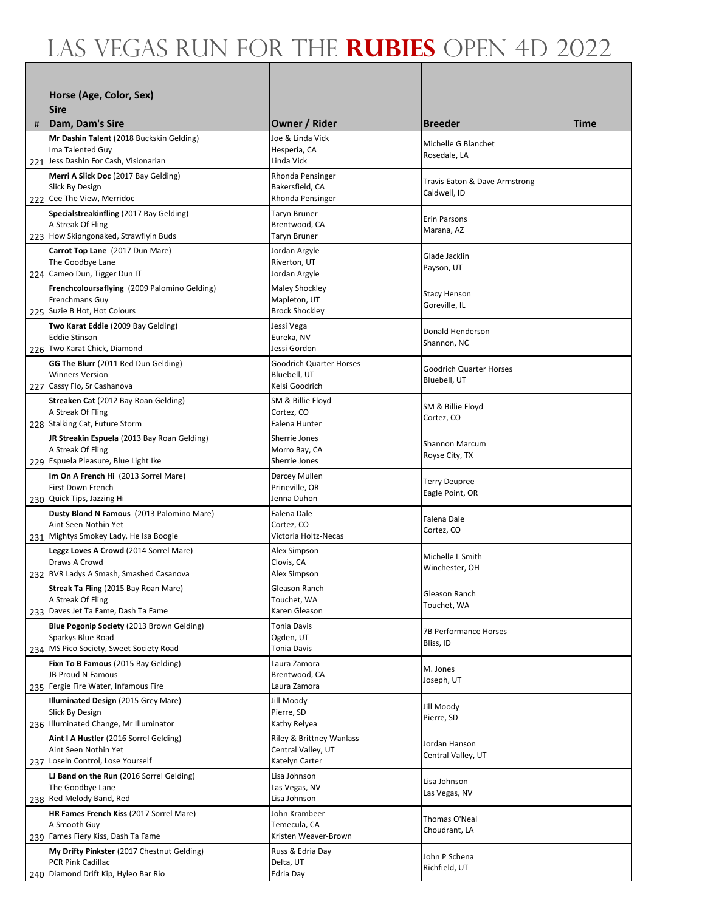# Las Vegas Run for the RUBIES Open 4D 2022

| # | Horse (Age, Color, Sex)<br>Sire<br>Dam, Dam's Sire | Owner / Rider | Breeder | Time |
|---|---|---|---|---|
| 221 | **Mr Dashin Talent** (2018 Buckskin Gelding)<br>Ima Talented Guy<br>Jess Dashin For Cash, Visionarian | Joe & Linda Vick<br>Hesperia, CA<br>Linda Vick | Michelle G Blanchet<br>Rosedale, LA | |
| 222 | **Merri A Slick Doc** (2017 Bay Gelding)<br>Slick By Design<br>Cee The View, Merridoc | Rhonda Pensinger<br>Bakersfield, CA<br>Rhonda Pensinger | Travis Eaton & Dave Armstrong<br>Caldwell, ID | |
| 223 | **Specialstreakinfling** (2017 Bay Gelding)<br>A Streak Of Fling<br>How Skipngonaked, Strawflyin Buds | Taryn Bruner<br>Brentwood, CA<br>Taryn Bruner | Erin Parsons<br>Marana, AZ | |
| 224 | **Carrot Top Lane** (2017 Dun Mare)<br>The Goodbye Lane<br>Cameo Dun, Tigger Dun IT | Jordan Argyle<br>Riverton, UT<br>Jordan Argyle | Glade Jacklin<br>Payson, UT | |
| 225 | **Frenchcoloursaflying** (2009 Palomino Gelding)<br>Frenchmans Guy<br>Suzie B Hot, Hot Colours | Maley Shockley<br>Mapleton, UT<br>Brock Shockley | Stacy Henson<br>Goreville, IL | |
| 226 | **Two Karat Eddie** (2009 Bay Gelding)<br>Eddie Stinson<br>Two Karat Chick, Diamond | Jessi Vega<br>Eureka, NV<br>Jessi Gordon | Donald Henderson<br>Shannon, NC | |
| 227 | **GG The Blurr** (2011 Red Dun Gelding)<br>Winners Version<br>Cassy Flo, Sr Cashanova | Goodrich Quarter Horses<br>Bluebell, UT<br>Kelsi Goodrich | Goodrich Quarter Horses<br>Bluebell, UT | |
| 228 | **Streaken Cat** (2012 Bay Roan Gelding)<br>A Streak Of Fling<br>Stalking Cat, Future Storm | SM & Billie Floyd<br>Cortez, CO<br>Falena Hunter | SM & Billie Floyd<br>Cortez, CO | |
| 229 | **JR Streakin Espuela** (2013 Bay Roan Gelding)<br>A Streak Of Fling<br>Espuela Pleasure, Blue Light Ike | Sherrie Jones<br>Morro Bay, CA<br>Sherrie Jones | Shannon Marcum<br>Royse City, TX | |
| 230 | **Im On A French Hi** (2013 Sorrel Mare)<br>First Down French<br>Quick Tips, Jazzing Hi | Darcey Mullen<br>Prineville, OR<br>Jenna Duhon | Terry Deupree<br>Eagle Point, OR | |
| 231 | **Dusty Blond N Famous** (2013 Palomino Mare)<br>Aint Seen Nothin Yet<br>Mightys Smokey Lady, He Isa Boogie | Falena Dale<br>Cortez, CO<br>Victoria Holtz-Necas | Falena Dale<br>Cortez, CO | |
| 232 | **Leggz Loves A Crowd** (2014 Sorrel Mare)<br>Draws A Crowd<br>BVR Ladys A Smash, Smashed Casanova | Alex Simpson<br>Clovis, CA<br>Alex Simpson | Michelle L Smith<br>Winchester, OH | |
| 233 | **Streak Ta Fling** (2015 Bay Roan Mare)<br>A Streak Of Fling<br>Daves Jet Ta Fame, Dash Ta Fame | Gleason Ranch<br>Touchet, WA<br>Karen Gleason | Gleason Ranch<br>Touchet, WA | |
| 234 | **Blue Pogonip Society** (2013 Brown Gelding)<br>Sparkys Blue Road<br>MS Pico Society, Sweet Society Road | Tonia Davis<br>Ogden, UT<br>Tonia Davis | 7B Performance Horses<br>Bliss, ID | |
| 235 | **Fixn To B Famous** (2015 Bay Gelding)<br>JB Proud N Famous<br>Fergie Fire Water, Infamous Fire | Laura Zamora<br>Brentwood, CA<br>Laura Zamora | M. Jones<br>Joseph, UT | |
| 236 | **Illuminated Design** (2015 Grey Mare)<br>Slick By Design<br>Illuminated Change, Mr Illuminator | Jill Moody<br>Pierre, SD<br>Kathy Relyea | Jill Moody<br>Pierre, SD | |
| 237 | **Aint I A Hustler** (2016 Sorrel Gelding)<br>Aint Seen Nothin Yet<br>Losein Control, Lose Yourself | Riley & Brittney Wanlass<br>Central Valley, UT<br>Katelyn Carter | Jordan Hanson<br>Central Valley, UT | |
| 238 | **LJ Band on the Run** (2016 Sorrel Gelding)<br>The Goodbye Lane<br>Red Melody Band, Red | Lisa Johnson<br>Las Vegas, NV<br>Lisa Johnson | Lisa Johnson<br>Las Vegas, NV | |
| 239 | **HR Fames French Kiss** (2017 Sorrel Mare)<br>A Smooth Guy<br>Fames Fiery Kiss, Dash Ta Fame | John Krambeer<br>Temecula, CA<br>Kristen Weaver-Brown | Thomas O'Neal<br>Choudrant, LA | |
| 240 | **My Drifty Pinkster** (2017 Chestnut Gelding)<br>PCR Pink Cadillac<br>Diamond Drift Kip, Hyleo Bar Rio | Russ & Edria Day<br>Delta, UT<br>Edria Day | John P Schena<br>Richfield, UT | |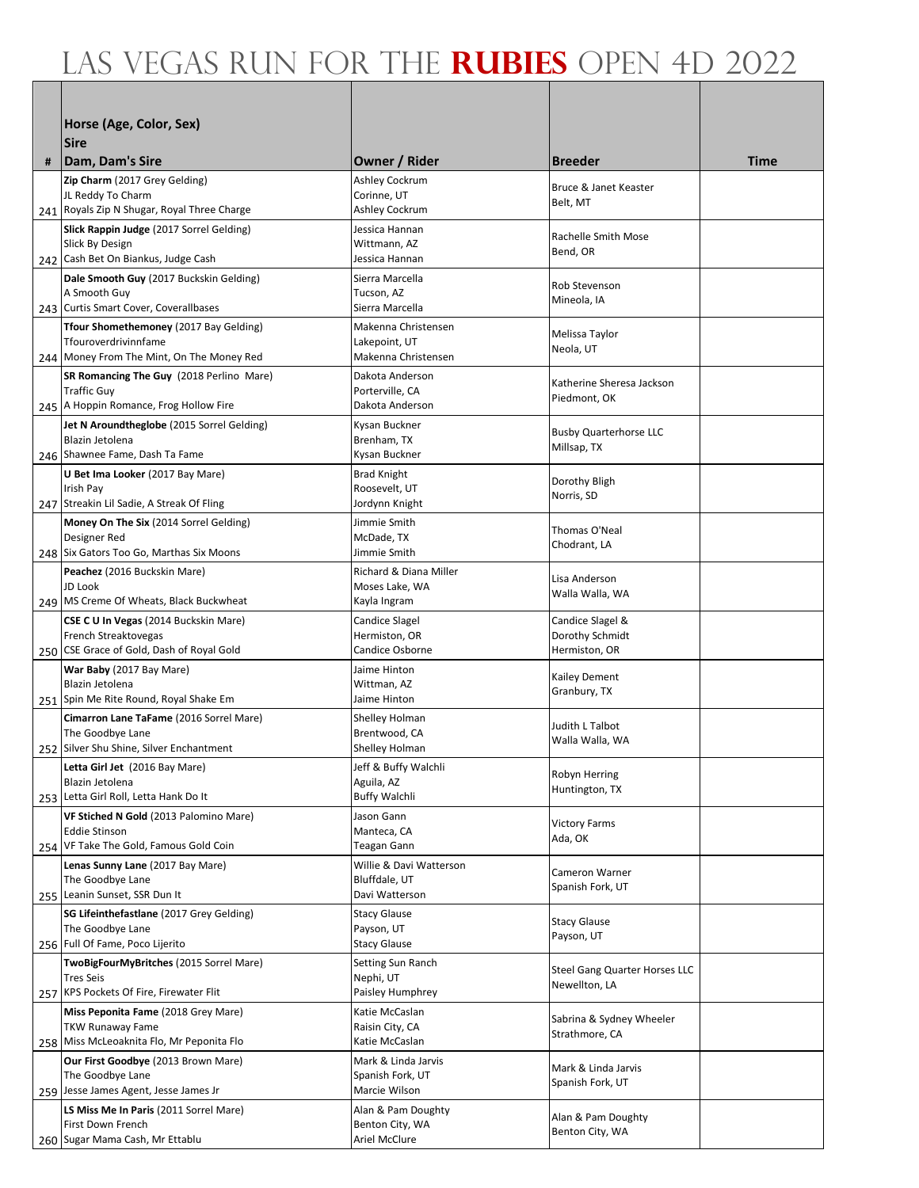# LAS VEGAS RUN FOR THE **RUBIES** OPEN 4D 2022

| # | Horse (Age, Color, Sex)<br>Sire<br>Dam, Dam's Sire | Owner / Rider | Breeder | Time |
|---|---|---|---|---|
| 241 | **Zip Charm** (2017 Grey Gelding)<br>JL Reddy To Charm<br>Royals Zip N Shugar, Royal Three Charge | Ashley Cockrum<br>Corinne, UT<br>Ashley Cockrum | Bruce & Janet Keaster<br>Belt, MT | |
| 242 | **Slick Rappin Judge** (2017 Sorrel Gelding)<br>Slick By Design<br>Cash Bet On Biankus, Judge Cash | Jessica Hannan<br>Wittmann, AZ<br>Jessica Hannan | Rachelle Smith Mose<br>Bend, OR | |
| 243 | **Dale Smooth Guy** (2017 Buckskin Gelding)<br>A Smooth Guy<br>Curtis Smart Cover, Coverallbases | Sierra Marcella<br>Tucson, AZ<br>Sierra Marcella | Rob Stevenson<br>Mineola, IA | |
| 244 | **Tfour Shomethemoney** (2017 Bay Gelding)<br>Tfouroverdrivinnfame<br>Money From The Mint, On The Money Red | Makenna Christensen<br>Lakepoint, UT<br>Makenna Christensen | Melissa Taylor<br>Neola, UT | |
| 245 | **SR Romancing The Guy** (2018 Perlino Mare)<br>Traffic Guy<br>A Hoppin Romance, Frog Hollow Fire | Dakota Anderson<br>Porterville, CA<br>Dakota Anderson | Katherine Sheresa Jackson<br>Piedmont, OK | |
| 246 | **Jet N Aroundtheglobe** (2015 Sorrel Gelding)<br>Blazin Jetolena<br>Shawnee Fame, Dash Ta Fame | Kysan Buckner<br>Brenham, TX<br>Kysan Buckner | Busby Quarterhorse LLC<br>Millsap, TX | |
| 247 | **U Bet Ima Looker** (2017 Bay Mare)<br>Irish Pay<br>Streakin Lil Sadie, A Streak Of Fling | Brad Knight<br>Roosevelt, UT<br>Jordynn Knight | Dorothy Bligh<br>Norris, SD | |
| 248 | **Money On The Six** (2014 Sorrel Gelding)<br>Designer Red<br>Six Gators Too Go, Marthas Six Moons | Jimmie Smith<br>McDade, TX<br>Jimmie Smith | Thomas O'Neal<br>Chodrant, LA | |
| 249 | **Peachez** (2016 Buckskin Mare)<br>JD Look<br>MS Creme Of Wheats, Black Buckwheat | Richard & Diana Miller<br>Moses Lake, WA<br>Kayla Ingram | Lisa Anderson<br>Walla Walla, WA | |
| 250 | **CSE C U In Vegas** (2014 Buckskin Mare)<br>French Streaktovegas<br>CSE Grace of Gold, Dash of Royal Gold | Candice Slagel<br>Hermiston, OR<br>Candice Osborne | Candice Slagel &<br>Dorothy Schmidt<br>Hermiston, OR | |
| 251 | **War Baby** (2017 Bay Mare)<br>Blazin Jetolena<br>Spin Me Rite Round, Royal Shake Em | Jaime Hinton<br>Wittman, AZ<br>Jaime Hinton | Kailey Dement<br>Granbury, TX | |
| 252 | **Cimarron Lane TaFame** (2016 Sorrel Mare)<br>The Goodbye Lane<br>Silver Shu Shine, Silver Enchantment | Shelley Holman<br>Brentwood, CA<br>Shelley Holman | Judith L Talbot<br>Walla Walla, WA | |
| 253 | **Letta Girl Jet** (2016 Bay Mare)<br>Blazin Jetolena<br>Letta Girl Roll, Letta Hank Do It | Jeff & Buffy Walchli<br>Aguila, AZ<br>Buffy Walchli | Robyn Herring<br>Huntington, TX | |
| 254 | **VF Stiched N Gold** (2013 Palomino Mare)<br>Eddie Stinson<br>VF Take The Gold, Famous Gold Coin | Jason Gann<br>Manteca, CA<br>Teagan Gann | Victory Farms<br>Ada, OK | |
| 255 | **Lenas Sunny Lane** (2017 Bay Mare)<br>The Goodbye Lane<br>Leanin Sunset, SSR Dun It | Willie & Davi Watterson<br>Bluffdale, UT<br>Davi Watterson | Cameron Warner<br>Spanish Fork, UT | |
| 256 | **SG Lifeinthefastlane** (2017 Grey Gelding)<br>The Goodbye Lane<br>Full Of Fame, Poco Lijerito | Stacy Glause<br>Payson, UT<br>Stacy Glause | Stacy Glause<br>Payson, UT | |
| 257 | **TwoBigFourMyBritches** (2015 Sorrel Mare)<br>Tres Seis<br>KPS Pockets Of Fire, Firewater Flit | Setting Sun Ranch<br>Nephi, UT<br>Paisley Humphrey | Steel Gang Quarter Horses LLC<br>Newellton, LA | |
| 258 | **Miss Peponita Fame** (2018 Grey Mare)<br>TKW Runaway Fame<br>Miss McLeoaknita Flo, Mr Peponita Flo | Katie McCaslan<br>Raisin City, CA<br>Katie McCaslan | Sabrina & Sydney Wheeler<br>Strathmore, CA | |
| 259 | **Our First Goodbye** (2013 Brown Mare)<br>The Goodbye Lane<br>Jesse James Agent, Jesse James Jr | Mark & Linda Jarvis<br>Spanish Fork, UT<br>Marcie Wilson | Mark & Linda Jarvis<br>Spanish Fork, UT | |
| 260 | **LS Miss Me In Paris** (2011 Sorrel Mare)<br>First Down French<br>Sugar Mama Cash, Mr Ettablu | Alan & Pam Doughty<br>Benton City, WA<br>Ariel McClure | Alan & Pam Doughty<br>Benton City, WA | |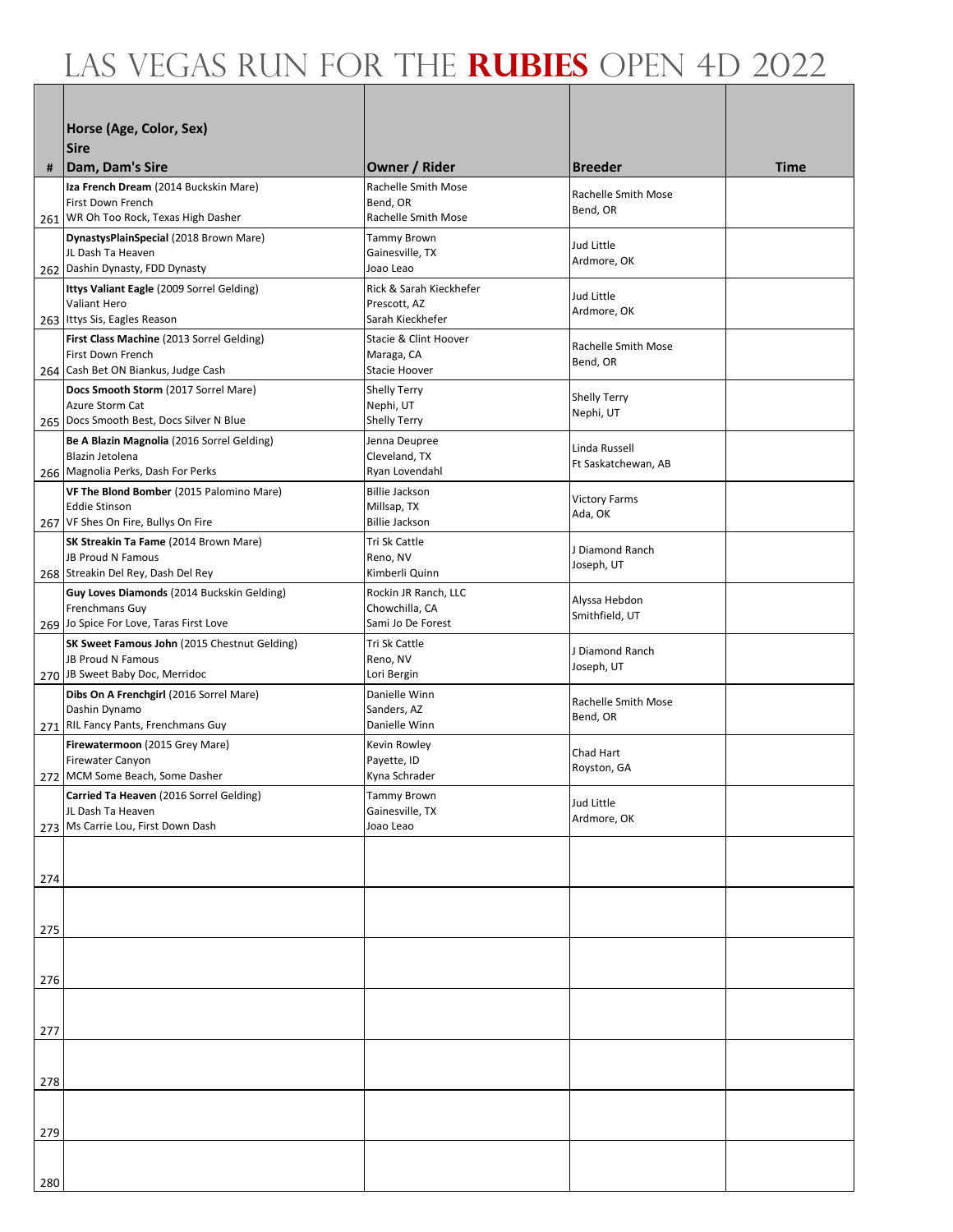# Las Vegas Run for the **Rubies** Open 4D 2022

| # | Horse (Age, Color, Sex)<br>Sire<br>Dam, Dam's Sire | Owner / Rider | Breeder | Time |
|---|---|---|---|---|
| 261 | **Iza French Dream** (2014 Buckskin Mare)<br>First Down French<br>WR Oh Too Rock, Texas High Dasher | Rachelle Smith Mose<br>Bend, OR<br>Rachelle Smith Mose | Rachelle Smith Mose<br>Bend, OR | |
| 262 | **DynastysPlainSpecial** (2018 Brown Mare)<br>JL Dash Ta Heaven<br>Dashin Dynasty, FDD Dynasty | Tammy Brown<br>Gainesville, TX<br>Joao Leao | Jud Little<br>Ardmore, OK | |
| 263 | **Ittys Valiant Eagle** (2009 Sorrel Gelding)<br>Valiant Hero<br>Ittys Sis, Eagles Reason | Rick & Sarah Kieckhefer<br>Prescott, AZ<br>Sarah Kieckhefer | Jud Little<br>Ardmore, OK | |
| 264 | **First Class Machine** (2013 Sorrel Gelding)<br>First Down French<br>Cash Bet ON Biankus, Judge Cash | Stacie & Clint Hoover<br>Maraga, CA<br>Stacie Hoover | Rachelle Smith Mose<br>Bend, OR | |
| 265 | **Docs Smooth Storm** (2017 Sorrel Mare)<br>Azure Storm Cat<br>Docs Smooth Best, Docs Silver N Blue | Shelly Terry<br>Nephi, UT<br>Shelly Terry | Shelly Terry<br>Nephi, UT | |
| 266 | **Be A Blazin Magnolia** (2016 Sorrel Gelding)<br>Blazin Jetolena<br>Magnolia Perks, Dash For Perks | Jenna Deupree<br>Cleveland, TX<br>Ryan Lovendahl | Linda Russell<br>Ft Saskatchewan, AB | |
| 267 | **VF The Blond Bomber** (2015 Palomino Mare)<br>Eddie Stinson<br>VF Shes On Fire, Bullys On Fire | Billie Jackson<br>Millsap, TX<br>Billie Jackson | Victory Farms<br>Ada, OK | |
| 268 | **SK Streakin Ta Fame** (2014 Brown Mare)<br>JB Proud N Famous<br>Streakin Del Rey, Dash Del Rey | Tri Sk Cattle<br>Reno, NV<br>Kimberli Quinn | J Diamond Ranch<br>Joseph, UT | |
| 269 | **Guy Loves Diamonds** (2014 Buckskin Gelding)<br>Frenchmans Guy<br>Jo Spice For Love, Taras First Love | Rockin JR Ranch, LLC<br>Chowchilla, CA<br>Sami Jo De Forest | Alyssa Hebdon<br>Smithfield, UT | |
| 270 | **SK Sweet Famous John** (2015 Chestnut Gelding)<br>JB Proud N Famous<br>JB Sweet Baby Doc, Merridoc | Tri Sk Cattle<br>Reno, NV<br>Lori Bergin | J Diamond Ranch<br>Joseph, UT | |
| 271 | **Dibs On A Frenchgirl** (2016 Sorrel Mare)<br>Dashin Dynamo<br>RIL Fancy Pants, Frenchmans Guy | Danielle Winn<br>Sanders, AZ<br>Danielle Winn | Rachelle Smith Mose<br>Bend, OR | |
| 272 | **Firewatermoon** (2015 Grey Mare)<br>Firewater Canyon<br>MCM Some Beach, Some Dasher | Kevin Rowley<br>Payette, ID<br>Kyna Schrader | Chad Hart<br>Royston, GA | |
| 273 | **Carried Ta Heaven** (2016 Sorrel Gelding)<br>JL Dash Ta Heaven<br>Ms Carrie Lou, First Down Dash | Tammy Brown<br>Gainesville, TX<br>Joao Leao | Jud Little<br>Ardmore, OK | |
| 274 | | | | |
| 275 | | | | |
| 276 | | | | |
| 277 | | | | |
| 278 | | | | |
| 279 | | | | |
| 280 | | | | |